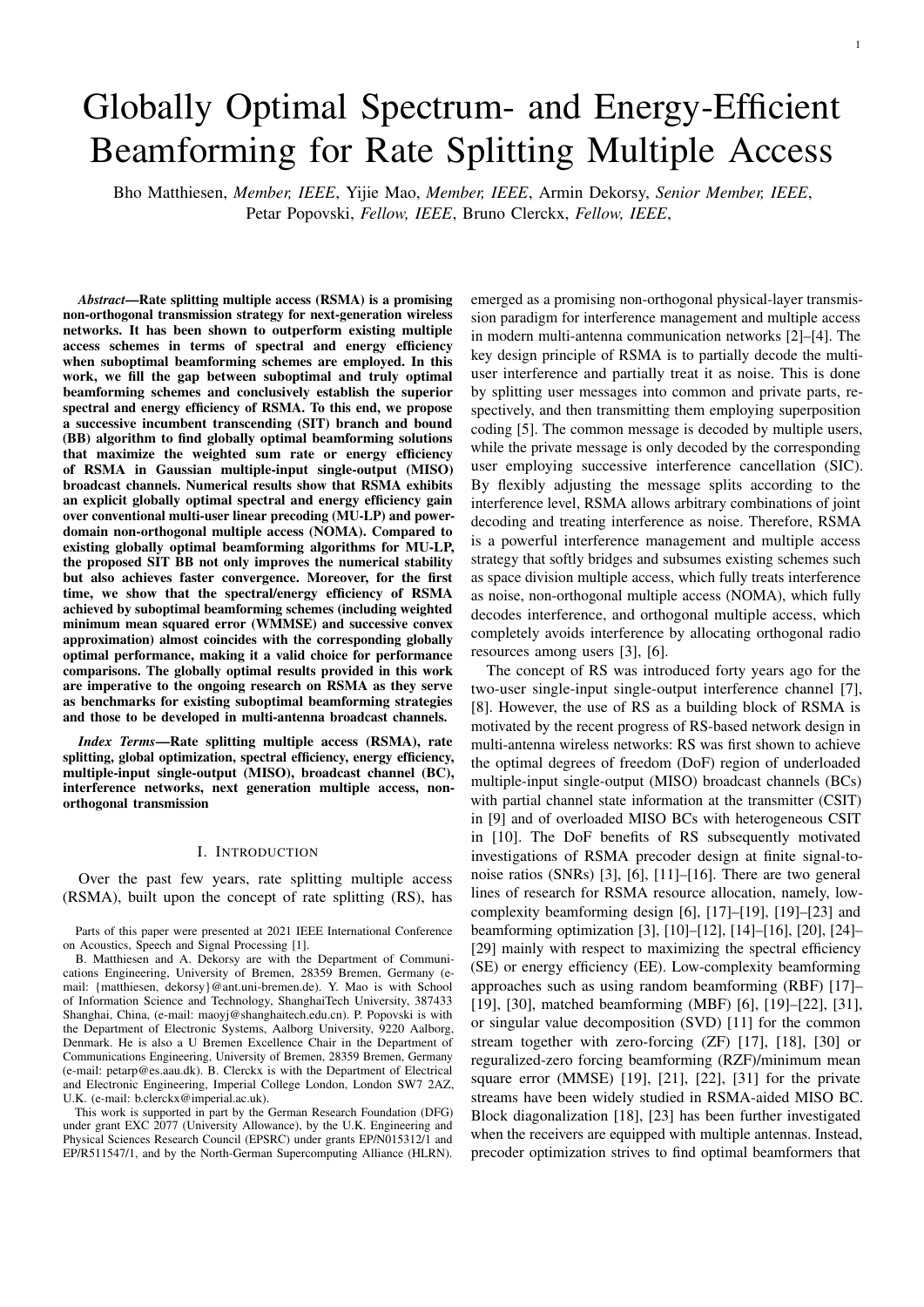# Globally Optimal Spectrum- and Energy-Efficient Beamforming for Rate Splitting Multiple Access

Bho Matthiesen, *Member, IEEE*, Yijie Mao, *Member, IEEE*, Armin Dekorsy, *Senior Member, IEEE*, Petar Popovski, *Fellow, IEEE*, Bruno Clerckx, *Fellow, IEEE*,

***Abstract*—Rate splitting multiple access (RSMA) is a promising non-orthogonal transmission strategy for next-generation wireless networks. It has been shown to outperform existing multiple access schemes in terms of spectral and energy efficiency when suboptimal beamforming schemes are employed. In this work, we fill the gap between suboptimal and truly optimal beamforming schemes and conclusively establish the superior spectral and energy efficiency of RSMA. To this end, we propose a successive incumbent transcending (SIT) branch and bound (BB) algorithm to find globally optimal beamforming solutions that maximize the weighted sum rate or energy efficiency of RSMA in Gaussian multiple-input single-output (MISO) broadcast channels. Numerical results show that RSMA exhibits an explicit globally optimal spectral and energy efficiency gain over conventional multi-user linear precoding (MU-LP) and power-domain non-orthogonal multiple access (NOMA). Compared to existing globally optimal beamforming algorithms for MU-LP, the proposed SIT BB not only improves the numerical stability but also achieves faster convergence. Moreover, for the first time, we show that the spectral/energy efficiency of RSMA achieved by suboptimal beamforming schemes (including weighted minimum mean squared error (WMMSE) and successive convex approximation) almost coincides with the corresponding globally optimal performance, making it a valid choice for performance comparisons. The globally optimal results provided in this work are imperative to the ongoing research on RSMA as they serve as benchmarks for existing suboptimal beamforming strategies and those to be developed in multi-antenna broadcast channels.**

***Index Terms*—Rate splitting multiple access (RSMA), rate splitting, global optimization, spectral efficiency, energy efficiency, multiple-input single-output (MISO), broadcast channel (BC), interference networks, next generation multiple access, non-orthogonal transmission**

## I. Introduction

Over the past few years, rate splitting multiple access (RSMA), built upon the concept of rate splitting (RS), has emerged as a promising non-orthogonal physical-layer transmission paradigm for interference management and multiple access in modern multi-antenna communication networks [2]–[4]. The key design principle of RSMA is to partially decode the multi-user interference and partially treat it as noise. This is done by splitting user messages into common and private parts, respectively, and then transmitting them employing superposition coding [5]. The common message is decoded by multiple users, while the private message is only decoded by the corresponding user employing successive interference cancellation (SIC). By flexibly adjusting the message splits according to the interference level, RSMA allows arbitrary combinations of joint decoding and treating interference as noise. Therefore, RSMA is a powerful interference management and multiple access strategy that softly bridges and subsumes existing schemes such as space division multiple access, which fully treats interference as noise, non-orthogonal multiple access (NOMA), which fully decodes interference, and orthogonal multiple access, which completely avoids interference by allocating orthogonal radio resources among users [3], [6].

The concept of RS was introduced forty years ago for the two-user single-input single-output interference channel [7], [8]. However, the use of RS as a building block of RSMA is motivated by the recent progress of RS-based network design in multi-antenna wireless networks: RS was first shown to achieve the optimal degrees of freedom (DoF) region of underloaded multiple-input single-output (MISO) broadcast channels (BCs) with partial channel state information at the transmitter (CSIT) in [9] and of overloaded MISO BCs with heterogeneous CSIT in [10]. The DoF benefits of RS subsequently motivated investigations of RSMA precoder design at finite signal-to-noise ratios (SNRs) [3], [6], [11]–[16]. There are two general lines of research for RSMA resource allocation, namely, low-complexity beamforming design [6], [17]–[19], [19]–[23] and beamforming optimization [3], [10]–[12], [14]–[16], [20], [24]–[29] mainly with respect to maximizing the spectral efficiency (SE) or energy efficiency (EE). Low-complexity beamforming approaches such as using random beamforming (RBF) [17]–[19], [30], matched beamforming (MBF) [6], [19]–[22], [31], or singular value decomposition (SVD) [11] for the common stream together with zero-forcing (ZF) [17], [18], [30] or reguralized-zero forcing beamforming (RZF)/minimum mean square error (MMSE) [19], [21], [22], [31] for the private streams have been widely studied in RSMA-aided MISO BC. Block diagonalization [18], [23] has been further investigated when the receivers are equipped with multiple antennas. Instead, precoder optimization strives to find optimal beamformers that

---

Parts of this paper were presented at 2021 IEEE International Conference on Acoustics, Speech and Signal Processing [1].

B. Matthiesen and A. Dekorsy are with the Department of Communications Engineering, University of Bremen, 28359 Bremen, Germany (e-mail: {matthiesen, dekorsy}@ant.uni-bremen.de). Y. Mao is with School of Information Science and Technology, ShanghaiTech University, 387433 Shanghai, China, (e-mail: maoyj@shanghaitech.edu.cn). P. Popovski is with the Department of Electronic Systems, Aalborg University, 9220 Aalborg, Denmark. He is also a U Bremen Excellence Chair in the Department of Communications Engineering, University of Bremen, 28359 Bremen, Germany (e-mail: petarp@es.aau.dk). B. Clerckx is with the Department of Electrical and Electronic Engineering, Imperial College London, London SW7 2AZ, U.K. (e-mail: b.clerckx@imperial.ac.uk).

This work is supported in part by the German Research Foundation (DFG) under grant EXC 2077 (University Allowance), by the U.K. Engineering and Physical Sciences Research Council (EPSRC) under grants EP/N015312/1 and EP/R511547/1, and by the North-German Supercomputing Alliance (HLRN).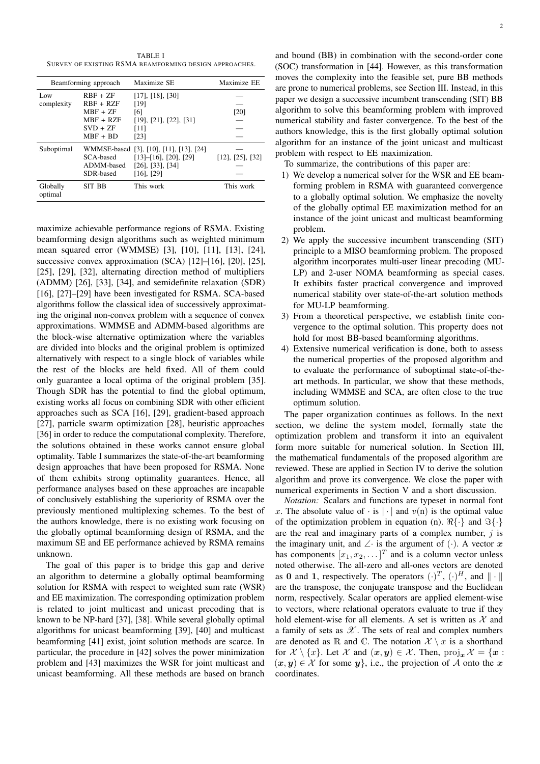TABLE I
SURVEY OF EXISTING RSMA BEAMFORMING DESIGN APPROACHES.

| Beamforming approach | | Maximize SE | Maximize EE |
|---|---|---|---|
| Low complexity | RBF + ZF | [17], [18], [30] | — |
| | RBF + RZF | [19] | — |
| | MBF + ZF | [6] | [20] |
| | MBF + RZF | [19], [21], [22], [31] | — |
| | SVD + ZF | [11] | — |
| | MBF + BD | [23] | — |
| Suboptimal | WMMSE-based | [3], [10], [11], [13], [24] | — |
| | SCA-based | [13]–[16], [20], [29] | [12], [25], [32] |
| | ADMM-based | [26], [33], [34] | — |
| | SDR-based | [16], [29] | — |
| Globally optimal | SIT BB | This work | This work |

maximize achievable performance regions of RSMA. Existing beamforming design algorithms such as weighted minimum mean squared error (WMMSE) [3], [10], [11], [13], [24], successive convex approximation (SCA) [12]–[16], [20], [25], [25], [29], [32], alternating direction method of multipliers (ADMM) [26], [33], [34], and semidefinite relaxation (SDR) [16], [27]–[29] have been investigated for RSMA. SCA-based algorithms follow the classical idea of successively approximating the original non-convex problem with a sequence of convex approximations. WMMSE and ADMM-based algorithms are the block-wise alternative optimization where the variables are divided into blocks and the original problem is optimized alternatively with respect to a single block of variables while the rest of the blocks are held fixed. All of them could only guarantee a local optima of the original problem [35]. Though SDR has the potential to find the global optimum, existing works all focus on combining SDR with other efficient approaches such as SCA [16], [29], gradient-based approach [27], particle swarm optimization [28], heuristic approaches [36] in order to reduce the computational complexity. Therefore, the solutions obtained in these works cannot ensure global optimality. Table I summarizes the state-of-the-art beamforming design approaches that have been proposed for RSMA. None of them exhibits strong optimality guarantees. Hence, all performance analyses based on these approaches are incapable of conclusively establishing the superiority of RSMA over the previously mentioned multiplexing schemes. To the best of the authors knowledge, there is no existing work focusing on the globally optimal beamforming design of RSMA, and the maximum SE and EE performance achieved by RSMA remains unknown.

The goal of this paper is to bridge this gap and derive an algorithm to determine a globally optimal beamforming solution for RSMA with respect to weighted sum rate (WSR) and EE maximization. The corresponding optimization problem is related to joint multicast and unicast precoding that is known to be NP-hard [37], [38]. While several globally optimal algorithms for unicast beamforming [39], [40] and multicast beamforming [41] exist, joint solution methods are scarce. In particular, the procedure in [42] solves the power minimization problem and [43] maximizes the WSR for joint multicast and unicast beamforming. All these methods are based on branch and bound (BB) in combination with the second-order cone (SOC) transformation in [44]. However, as this transformation moves the complexity into the feasible set, pure BB methods are prone to numerical problems, see Section III. Instead, in this paper we design a successive incumbent transcending (SIT) BB algorithm to solve this beamforming problem with improved numerical stability and faster convergence. To the best of the authors knowledge, this is the first globally optimal solution algorithm for an instance of the joint unicast and multicast problem with respect to EE maximization.

To summarize, the contributions of this paper are:

1) We develop a numerical solver for the WSR and EE beamforming problem in RSMA with guaranteed convergence to a globally optimal solution. We emphasize the novelty of the globally optimal EE maximization method for an instance of the joint unicast and multicast beamforming problem.
2) We apply the successive incumbent transcending (SIT) principle to a MISO beamforming problem. The proposed algorithm incorporates multi-user linear precoding (MU-LP) and 2-user NOMA beamforming as special cases. It exhibits faster practical convergence and improved numerical stability over state-of-the-art solution methods for MU-LP beamforming.
3) From a theoretical perspective, we establish finite convergence to the optimal solution. This property does not hold for most BB-based beamforming algorithms.
4) Extensive numerical verification is done, both to assess the numerical properties of the proposed algorithm and to evaluate the performance of suboptimal state-of-the-art methods. In particular, we show that these methods, including WMMSE and SCA, are often close to the true optimum solution.

The paper organization continues as follows. In the next section, we define the system model, formally state the optimization problem and transform it into an equivalent form more suitable for numerical solution. In Section III, the mathematical fundamentals of the proposed algorithm are reviewed. These are applied in Section IV to derive the solution algorithm and prove its convergence. We close the paper with numerical experiments in Section V and a short discussion.

*Notation:* Scalars and functions are typeset in normal font $x$. The absolute value of $\cdot$ is $|\cdot|$ and $v(\mathrm{n})$ is the optimal value of the optimization problem in equation (n). $\Re\{\cdot\}$ and $\Im\{\cdot\}$ are the real and imaginary parts of a complex number, $j$ is the imaginary unit, and $\angle\cdot$ is the argument of $(\cdot)$. A vector $\boldsymbol{x}$ has components $[x_1, x_2, \dots]^T$ and is a column vector unless noted otherwise. The all-zero and all-ones vectors are denoted as $\mathbf{0}$ and $\mathbf{1}$, respectively. The operators $(\cdot)^T$, $(\cdot)^H$, and $\|\cdot\|$ are the transpose, the conjugate transpose and the Euclidean norm, respectively. Scalar operators are applied element-wise to vectors, where relational operators evaluate to true if they hold element-wise for all elements. A set is written as $\mathcal{X}$ and a family of sets as $\mathscr{X}$. The sets of real and complex numbers are denoted as $\mathbb{R}$ and $\mathbb{C}$. The notation $\mathcal{X}\setminus x$ is a shorthand for $\mathcal{X}\setminus\{x\}$. Let $\mathcal{X}$ and $(\boldsymbol{x},\boldsymbol{y})\in\mathcal{X}$. Then, $\operatorname{proj}_{\boldsymbol{x}}\mathcal{X} = \{\boldsymbol{x} : (\boldsymbol{x},\boldsymbol{y})\in\mathcal{X} \text{ for some } \boldsymbol{y}\}$, i.e., the projection of $\mathcal{A}$ onto the $\boldsymbol{x}$ coordinates.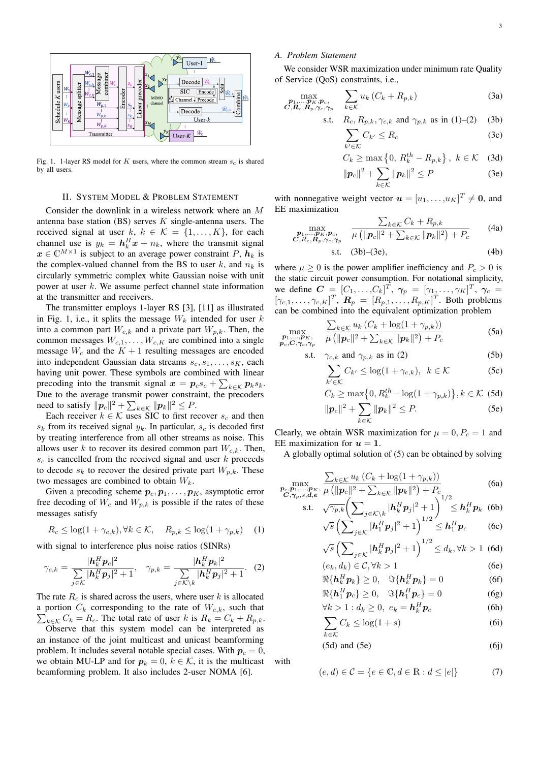Fig. 1. 1-layer RS model for $K$ users, where the common stream $s_c$ is shared by all users.

## II. System Model & Problem Statement

Consider the downlink in a wireless network where an $M$ antenna base station (BS) serves $K$ single-antenna users. The received signal at user $k$, $k \in \mathcal{K} = \{1, \dots, K\}$, for each channel use is $y_k = \boldsymbol{h}_k^H \boldsymbol{x} + n_k$, where the transmit signal $\boldsymbol{x} \in \mathbb{C}^{M\times 1}$ is subject to an average power constraint $P$, $\boldsymbol{h}_k$ is the complex-valued channel from the BS to user $k$, and $n_k$ is circularly symmetric complex white Gaussian noise with unit power at user $k$. We assume perfect channel state information at the transmitter and receivers.

The transmitter employs 1-layer RS [3], [11] as illustrated in Fig. 1, i.e., it splits the message $W_k$ intended for user $k$ into a common part $W_{c,k}$ and a private part $W_{p,k}$. Then, the common messages $W_{c,1}, \dots, W_{c,K}$ are combined into a single message $W_c$ and the $K+1$ resulting messages are encoded into independent Gaussian data streams $s_c, s_1, \dots, s_K$, each having unit power. These symbols are combined with linear precoding into the transmit signal $\boldsymbol{x} = \boldsymbol{p}_c s_c + \sum_{k\in\mathcal{K}} \boldsymbol{p}_k s_k$. Due to the average transmit power constraint, the precoders need to satisfy $\|\boldsymbol{p}_c\|^2 + \sum_{k\in\mathcal{K}} \|\boldsymbol{p}_k\|^2 \le P$.

Each receiver $k \in \mathcal{K}$ uses SIC to first recover $s_c$ and then $s_k$ from its received signal $y_k$. In particular, $s_c$ is decoded first by treating interference from all other streams as noise. This allows user $k$ to recover its desired common part $W_{c,k}$. Then, $s_c$ is cancelled from the received signal and user $k$ proceeds to decode $s_k$ to recover the desired private part $W_{p,k}$. These two messages are combined to obtain $W_k$.

Given a precoding scheme $\boldsymbol{p}_c, \boldsymbol{p}_1, \dots, \boldsymbol{p}_K$, asymptotic error free decoding of $W_c$ and $W_{p,k}$ is possible if the rates of these messages satisfy

$$R_c \le \log(1+\gamma_{c,k}), \forall k \in \mathcal{K}, \quad R_{p,k} \le \log(1+\gamma_{p,k}) \tag{1}$$

with signal to interference plus noise ratios (SINRs)

$$\gamma_{c,k} = \frac{|\boldsymbol{h}_k^H \boldsymbol{p}_c|^2}{\sum_{j\in\mathcal{K}} |\boldsymbol{h}_k^H \boldsymbol{p}_j|^2 + 1}, \quad \gamma_{p,k} = \frac{|\boldsymbol{h}_k^H \boldsymbol{p}_k|^2}{\sum_{j\in\mathcal{K}\setminus k} |\boldsymbol{h}_k^H \boldsymbol{p}_j|^2 + 1}. \tag{2}$$

The rate $R_c$ is shared across the users, where user $k$ is allocated a portion $C_k$ corresponding to the rate of $W_{c,k}$, such that $\sum_{k\in\mathcal{K}} C_k = R_c$. The total rate of user $k$ is $R_k = C_k + R_{p,k}$.

Observe that this system model can be interpreted as an instance of the joint multicast and unicast beamforming problem. It includes several notable special cases. With $\boldsymbol{p}_c = 0$, we obtain MU-LP and for $\boldsymbol{p}_k = 0$, $k \in \mathcal{K}$, it is the multicast beamforming problem. It also includes 2-user NOMA [6].

### A. Problem Statement

We consider WSR maximization under minimum rate Quality of Service (QoS) constraints, i.e.,

$$\max_{\substack{\boldsymbol{p}_1,\dots,\boldsymbol{p}_K,\boldsymbol{p}_c,\\ \boldsymbol{C},\boldsymbol{R}_c,\boldsymbol{R}_p,\boldsymbol{\gamma}_c,\boldsymbol{\gamma}_p}} \quad \sum_{k\in\mathcal{K}} u_k \left(C_k + R_{p,k}\right) \tag{3a}$$

$$\text{s.t.} \quad R_c, R_{p,k}, \gamma_{c,k} \text{ and } \gamma_{p,k} \text{ as in (1)–(2)} \tag{3b}$$

$$\sum_{k'\in\mathcal{K}} C_{k'} \le R_c \tag{3c}$$

$$C_k \ge \max\left\{0,\ R_k^{th} - R_{p,k}\right\},\ k \in \mathcal{K} \tag{3d}$$

$$\|\boldsymbol{p}_c\|^2 + \sum_{k\in\mathcal{K}} \|\boldsymbol{p}_k\|^2 \le P \tag{3e}$$

with nonnegative weight vector $\boldsymbol{u} = [u_1, \dots, u_K]^T \ne \boldsymbol{0}$, and EE maximization

$$\max_{\substack{\boldsymbol{p}_1,\dots,\boldsymbol{p}_K,\boldsymbol{p}_c,\\ \boldsymbol{C},R_c,\boldsymbol{R}_p,\boldsymbol{\gamma}_c,\boldsymbol{\gamma}_p}} \quad \frac{\sum_{k\in\mathcal{K}} C_k + R_{p,k}}{\mu\left(\|\boldsymbol{p}_c\|^2 + \sum_{k\in\mathcal{K}} \|\boldsymbol{p}_k\|^2\right) + P_c} \tag{4a}$$

$$\text{s.t.} \quad \text{(3b)–(3e)}, \tag{4b}$$

where $\mu \ge 0$ is the power amplifier inefficiency and $P_c > 0$ is the static circuit power consumption. For notational simplicity, we define $\boldsymbol{C} = [C_1, \dots, C_k]^T$, $\boldsymbol{\gamma}_p = [\gamma_1, \dots, \gamma_K]^T$, $\boldsymbol{\gamma}_c = [\gamma_{c,1}, \dots, \gamma_{c,K}]^T$, $\boldsymbol{R}_p = [R_{p,1}, \dots, R_{p,K}]^T$. Both problems can be combined into the equivalent optimization problem

$$\max_{\substack{\boldsymbol{p}_1,\dots,\boldsymbol{p}_K,\\ \boldsymbol{p}_c,\boldsymbol{C},\boldsymbol{\gamma}_c,\boldsymbol{\gamma}_p}} \quad \frac{\sum_{k\in\mathcal{K}} u_k \left(C_k + \log(1+\gamma_{p,k})\right)}{\mu\left(\|\boldsymbol{p}_c\|^2 + \sum_{k\in\mathcal{K}} \|\boldsymbol{p}_k\|^2\right) + P_c} \tag{5a}$$

$$\text{s.t.} \quad \gamma_{c,k} \text{ and } \gamma_{p,k} \text{ as in (2)} \tag{5b}$$

$$\sum_{k'\in\mathcal{K}} C_{k'} \le \log(1+\gamma_{c,k}),\ \ k \in \mathcal{K} \tag{5c}$$

$$C_k \ge \max\left\{0, R_k^{th} - \log(1+\gamma_{p,k})\right\}, k \in \mathcal{K} \tag{5d}$$

$$\|\boldsymbol{p}_c\|^2 + \sum_{k\in\mathcal{K}} \|\boldsymbol{p}_k\|^2 \le P. \tag{5e}$$

Clearly, we obtain WSR maximization for $\mu = 0, P_c = 1$ and EE maximization for $\boldsymbol{u} = \boldsymbol{1}$.

A globally optimal solution of (5) can be obtained by solving

$$\max_{\substack{\boldsymbol{p}_c,\boldsymbol{p}_1,\dots,\boldsymbol{p}_K,\\ \boldsymbol{C},\boldsymbol{\gamma}_p,s,\boldsymbol{d},\boldsymbol{e}}} \frac{\sum_{k\in\mathcal{K}} u_k \left(C_k + \log(1+\gamma_{p,k})\right)}{\mu\left(\|\boldsymbol{p}_c\|^2 + \sum_{k\in\mathcal{K}} \|\boldsymbol{p}_k\|^2\right) + P_c} \tag{6a}$$

$$\text{s.t.} \quad \sqrt{\gamma_{p,k}}\left(\sum_{j\in\mathcal{K}\setminus k} |\boldsymbol{h}_k^H \boldsymbol{p}_j|^2 + 1\right)^{1/2} \le \boldsymbol{h}_k^H \boldsymbol{p}_k \tag{6b}$$

$$\sqrt{s}\left(\sum_{j\in\mathcal{K}} |\boldsymbol{h}_1^H \boldsymbol{p}_j|^2 + 1\right)^{1/2} \le \boldsymbol{h}_1^H \boldsymbol{p}_c \tag{6c}$$

$$\sqrt{s}\left(\sum_{j\in\mathcal{K}} |\boldsymbol{h}_k^H \boldsymbol{p}_j|^2 + 1\right)^{1/2} \le d_k, \forall k > 1 \tag{6d}$$

$$(e_k, d_k) \in \mathcal{C}, \forall k > 1 \tag{6e}$$

$$\Re\{\boldsymbol{h}_k^H \boldsymbol{p}_k\} \ge 0, \quad \Im\{\boldsymbol{h}_k^H \boldsymbol{p}_k\} = 0 \tag{6f}$$

$$\Re\{\boldsymbol{h}_1^H \boldsymbol{p}_c\} \ge 0, \quad \Im\{\boldsymbol{h}_1^H \boldsymbol{p}_c\} = 0 \tag{6g}$$

$$\forall k > 1: d_k \ge 0,\ e_k = \boldsymbol{h}_k^H \boldsymbol{p}_c \tag{6h}$$

$$\sum_{k\in\mathcal{K}} C_k \le \log(1+s) \tag{6i}$$

$$\text{(5d) and (5e)} \tag{6j}$$

with

$$(e, d) \in \mathcal{C} = \{e \in \mathbb{C}, d \in \mathbb{R} : d \le |e|\} \tag{7}$$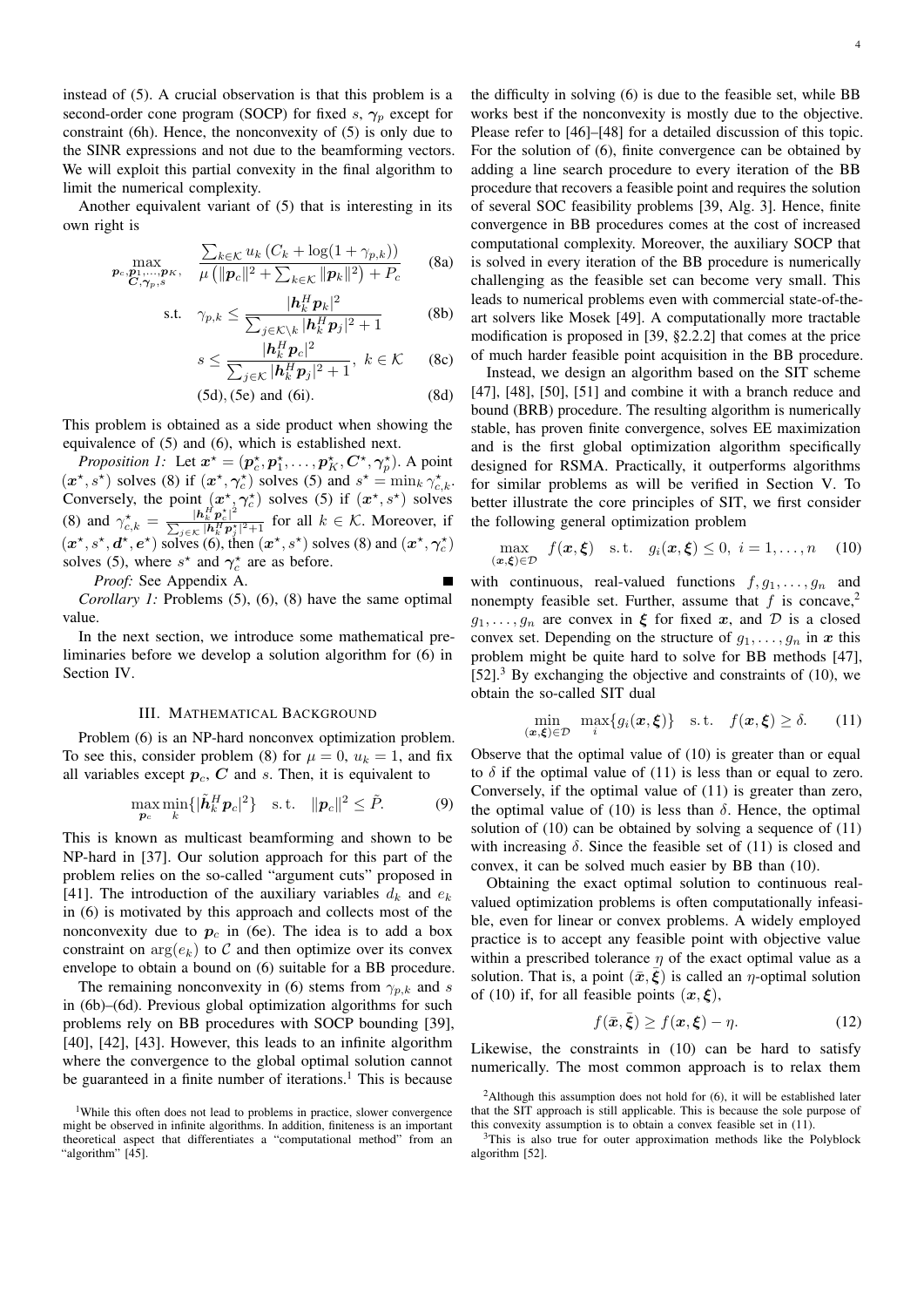instead of (5). A crucial observation is that this problem is a second-order cone program (SOCP) for fixed $s$, $\boldsymbol{\gamma}_p$ except for constraint (6h). Hence, the nonconvexity of (5) is only due to the SINR expressions and not due to the beamforming vectors. We will exploit this partial convexity in the final algorithm to limit the numerical complexity.

Another equivalent variant of (5) that is interesting in its own right is

$$\max_{\substack{\boldsymbol{p}_c, \boldsymbol{p}_1, \dots, \boldsymbol{p}_K, \\ \boldsymbol{C}, \boldsymbol{\gamma}_p, s}} \quad \frac{\sum_{k \in \mathcal{K}} u_k \left( C_k + \log(1 + \gamma_{p,k}) \right)}{\mu \left( \|\boldsymbol{p}_c\|^2 + \sum_{k \in \mathcal{K}} \|\boldsymbol{p}_k\|^2 \right) + P_c} \tag{8a}$$

$$\text{s.t.} \quad \gamma_{p,k} \leq \frac{|\boldsymbol{h}_k^H \boldsymbol{p}_k|^2}{\sum_{j \in \mathcal{K} \setminus k} |\boldsymbol{h}_k^H \boldsymbol{p}_j|^2 + 1} \tag{8b}$$

$$s \leq \frac{|\boldsymbol{h}_k^H \boldsymbol{p}_c|^2}{\sum_{j \in \mathcal{K}} |\boldsymbol{h}_k^H \boldsymbol{p}_j|^2 + 1}, \ k \in \mathcal{K} \tag{8c}$$

$$\text{(5d), (5e) and (6i).} \tag{8d}$$

This problem is obtained as a side product when showing the equivalence of (5) and (6), which is established next.

*Proposition 1:* Let $\boldsymbol{x}^\star = (\boldsymbol{p}_c^\star, \boldsymbol{p}_1^\star, \dots, \boldsymbol{p}_K^\star, \boldsymbol{C}^\star, \boldsymbol{\gamma}_p^\star)$. A point $(\boldsymbol{x}^\star, s^\star)$ solves (8) if $(\boldsymbol{x}^\star, \boldsymbol{\gamma}_c^\star)$ solves (5) and $s^\star = \min_k \gamma_{c,k}^\star$. Conversely, the point $(\boldsymbol{x}^\star, \boldsymbol{\gamma}_c^\star)$ solves (5) if $(\boldsymbol{x}^\star, s^\star)$ solves (8) and $\gamma_{c,k}^\star = \frac{|\boldsymbol{h}_k^H \boldsymbol{p}_c^\star|^2}{\sum_{j \in \mathcal{K}} |\boldsymbol{h}_k^H \boldsymbol{p}_j^\star|^2 + 1}$ for all $k \in \mathcal{K}$. Moreover, if $(\boldsymbol{x}^\star, s^\star, \boldsymbol{d}^\star, \boldsymbol{e}^\star)$ solves (6), then $(\boldsymbol{x}^\star, s^\star)$ solves (8) and $(\boldsymbol{x}^\star, \boldsymbol{\gamma}_c^\star)$ solves (5), where $s^\star$ and $\boldsymbol{\gamma}_c^\star$ are as before.

*Proof:* See Appendix A. ∎

*Corollary 1:* Problems (5), (6), (8) have the same optimal value.

In the next section, we introduce some mathematical preliminaries before we develop a solution algorithm for (6) in Section IV.

## III. Mathematical Background

Problem (6) is an NP-hard nonconvex optimization problem. To see this, consider problem (8) for $\mu = 0$, $u_k = 1$, and fix all variables except $\boldsymbol{p}_c$, $\boldsymbol{C}$ and $s$. Then, it is equivalent to

$$\max_{\boldsymbol{p}_c} \min_k \{ |\tilde{\boldsymbol{h}}_k^H \boldsymbol{p}_c|^2 \} \quad \text{s.t.} \quad \|\boldsymbol{p}_c\|^2 \leq \tilde{P}. \tag{9}$$

This is known as multicast beamforming and shown to be NP-hard in [37]. Our solution approach for this part of the problem relies on the so-called "argument cuts" proposed in [41]. The introduction of the auxiliary variables $d_k$ and $e_k$ in (6) is motivated by this approach and collects most of the nonconvexity due to $\boldsymbol{p}_c$ in (6e). The idea is to add a box constraint on $\arg(e_k)$ to $\mathcal{C}$ and then optimize over its convex envelope to obtain a bound on (6) suitable for a BB procedure.

The remaining nonconvexity in (6) stems from $\gamma_{p,k}$ and $s$ in (6b)–(6d). Previous global optimization algorithms for such problems rely on BB procedures with SOCP bounding [39], [40], [42], [43]. However, this leads to an infinite algorithm where the convergence to the global optimal solution cannot be guaranteed in a finite number of iterations.[1] This is because the difficulty in solving (6) is due to the feasible set, while BB works best if the nonconvexity is mostly due to the objective. Please refer to [46]–[48] for a detailed discussion of this topic. For the solution of (6), finite convergence can be obtained by adding a line search procedure to every iteration of the BB procedure that recovers a feasible point and requires the solution of several SOC feasibility problems [39, Alg. 3]. Hence, finite convergence in BB procedures comes at the cost of increased computational complexity. Moreover, the auxiliary SOCP that is solved in every iteration of the BB procedure is numerically challenging as the feasible set can become very small. This leads to numerical problems even with commercial state-of-the-art solvers like Mosek [49]. A computationally more tractable modification is proposed in [39, §2.2.2] that comes at the price of much harder feasible point acquisition in the BB procedure.

Instead, we design an algorithm based on the SIT scheme [47], [48], [50], [51] and combine it with a branch reduce and bound (BRB) procedure. The resulting algorithm is numerically stable, has proven finite convergence, solves EE maximization and is the first global optimization algorithm specifically designed for RSMA. Practically, it outperforms algorithms for similar problems as will be verified in Section V. To better illustrate the core principles of SIT, we first consider the following general optimization problem

$$\max_{(\boldsymbol{x}, \boldsymbol{\xi}) \in \mathcal{D}} \ f(\boldsymbol{x}, \boldsymbol{\xi}) \quad \text{s.t.} \quad g_i(\boldsymbol{x}, \boldsymbol{\xi}) \leq 0, \ i = 1, \dots, n \tag{10}$$

with continuous, real-valued functions $f, g_1, \dots, g_n$ and nonempty feasible set. Further, assume that $f$ is concave,[2] $g_1, \dots, g_n$ are convex in $\boldsymbol{\xi}$ for fixed $\boldsymbol{x}$, and $\mathcal{D}$ is a closed convex set. Depending on the structure of $g_1, \dots, g_n$ in $\boldsymbol{x}$ this problem might be quite hard to solve for BB methods [47], [52].[3] By exchanging the objective and constraints of (10), we obtain the so-called SIT dual

$$\min_{(\boldsymbol{x}, \boldsymbol{\xi}) \in \mathcal{D}} \ \max_i \{ g_i(\boldsymbol{x}, \boldsymbol{\xi}) \} \quad \text{s.t.} \quad f(\boldsymbol{x}, \boldsymbol{\xi}) \geq \delta. \tag{11}$$

Observe that the optimal value of (10) is greater than or equal to $\delta$ if the optimal value of (11) is less than or equal to zero. Conversely, if the optimal value of (11) is greater than zero, the optimal value of (10) is less than $\delta$. Hence, the optimal solution of (10) can be obtained by solving a sequence of (11) with increasing $\delta$. Since the feasible set of (11) is closed and convex, it can be solved much easier by BB than (10).

Obtaining the exact optimal solution to continuous real-valued optimization problems is often computationally infeasible, even for linear or convex problems. A widely employed practice is to accept any feasible point with objective value within a prescribed tolerance $\eta$ of the exact optimal value as a solution. That is, a point $(\bar{\boldsymbol{x}}, \bar{\boldsymbol{\xi}})$ is called an $\eta$-optimal solution of (10) if, for all feasible points $(\boldsymbol{x}, \boldsymbol{\xi})$,

$$f(\bar{\boldsymbol{x}}, \bar{\boldsymbol{\xi}}) \geq f(\boldsymbol{x}, \boldsymbol{\xi}) - \eta. \tag{12}$$

Likewise, the constraints in (10) can be hard to satisfy numerically. The most common approach is to relax them

[1] While this often does not lead to problems in practice, slower convergence might be observed in infinite algorithms. In addition, finiteness is an important theoretical aspect that differentiates a "computational method" from an "algorithm" [45].

[2] Although this assumption does not hold for (6), it will be established later that the SIT approach is still applicable. This is because the sole purpose of this convexity assumption is to obtain a convex feasible set in (11).

[3] This is also true for outer approximation methods like the Polyblock algorithm [52].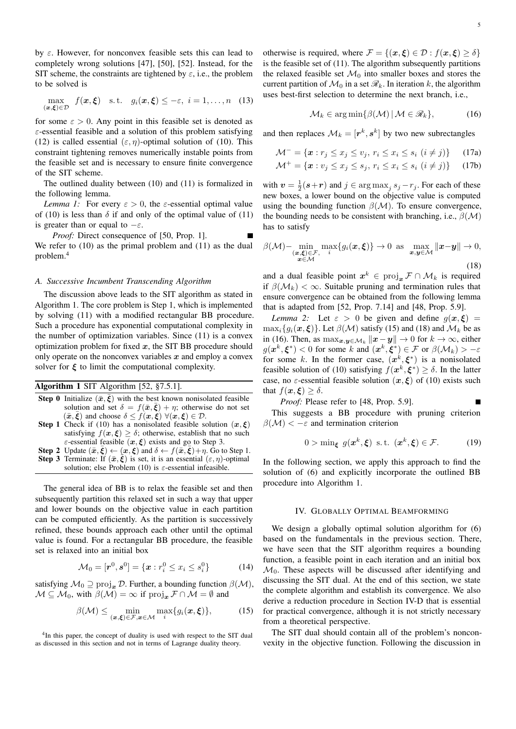by $\varepsilon$. However, for nonconvex feasible sets this can lead to completely wrong solutions [47], [50], [52]. Instead, for the SIT scheme, the constraints are tightened by $\varepsilon$, i.e., the problem to be solved is

$$\max_{(\boldsymbol{x},\boldsymbol{\xi})\in\mathcal{D}} \; f(\boldsymbol{x},\boldsymbol{\xi}) \quad \text{s.t.} \quad g_i(\boldsymbol{x},\boldsymbol{\xi}) \leq -\varepsilon,\; i=1,\dots,n \tag{13}$$

for some $\varepsilon > 0$. Any point in this feasible set is denoted as $\varepsilon$-essential feasible and a solution of this problem satisfying (12) is called essential $(\varepsilon,\eta)$-optimal solution of (10). This constraint tightening removes numerically instable points from the feasible set and is necessary to ensure finite convergence of the SIT scheme.

The outlined duality between (10) and (11) is formalized in the following lemma.

*Lemma 1:* For every $\varepsilon > 0$, the $\varepsilon$-essential optimal value of (10) is less than $\delta$ if and only of the optimal value of (11) is greater than or equal to $-\varepsilon$.

*Proof:* Direct consequence of [50, Prop. 1]. ∎

We refer to (10) as the primal problem and (11) as the dual problem.[4]

### A. Successive Incumbent Transcending Algorithm

The discussion above leads to the SIT algorithm as stated in Algorithm 1. The core problem is Step 1, which is implemented by solving (11) with a modified rectangular BB procedure. Such a procedure has exponential computational complexity in the number of optimization variables. Since (11) is a convex optimization problem for fixed $\boldsymbol{x}$, the SIT BB procedure should only operate on the nonconvex variables $\boldsymbol{x}$ and employ a convex solver for $\boldsymbol{\xi}$ to limit the computational complexity.

**Algorithm 1** SIT Algorithm [52, §7.5.1].

- **Step 0** Initialize $(\bar{\boldsymbol{x}},\bar{\boldsymbol{\xi}})$ with the best known nonisolated feasible solution and set $\delta = f(\bar{\boldsymbol{x}},\bar{\boldsymbol{\xi}}) + \eta$; otherwise do not set $(\bar{\boldsymbol{x}},\bar{\boldsymbol{\xi}})$ and choose $\delta \leq f(\boldsymbol{x},\boldsymbol{\xi})\ \forall(\boldsymbol{x},\boldsymbol{\xi})\in\mathcal{D}$.
- **Step 1** Check if (10) has a nonisolated feasible solution $(\boldsymbol{x},\boldsymbol{\xi})$ satisfying $f(\boldsymbol{x},\boldsymbol{\xi}) \geq \delta$; otherwise, establish that no such $\varepsilon$-essential feasible $(\boldsymbol{x},\boldsymbol{\xi})$ exists and go to Step 3.
- **Step 2** Update $(\bar{\boldsymbol{x}},\bar{\boldsymbol{\xi}}) \leftarrow (\boldsymbol{x},\boldsymbol{\xi})$ and $\delta \leftarrow f(\bar{\boldsymbol{x}},\bar{\boldsymbol{\xi}})+\eta$. Go to Step 1.
- **Step 3** Terminate: If $(\bar{\boldsymbol{x}},\bar{\boldsymbol{\xi}})$ is set, it is an essential $(\varepsilon,\eta)$-optimal solution; else Problem (10) is $\varepsilon$-essential infeasible.

The general idea of BB is to relax the feasible set and then subsequently partition this relaxed set in such a way that upper and lower bounds on the objective value in each partition can be computed efficiently. As the partition is successively refined, these bounds approach each other until the optimal value is found. For a rectangular BB procedure, the feasible set is relaxed into an initial box

$$\mathcal{M}_0 = [\boldsymbol{r}^0,\boldsymbol{s}^0] = \{\boldsymbol{x} : r_i^0 \leq x_i \leq s_i^0\} \tag{14}$$

satisfying $\mathcal{M}_0 \supseteq \operatorname{proj}_{\boldsymbol{x}} \mathcal{D}$. Further, a bounding function $\beta(\mathcal{M})$, $\mathcal{M} \subseteq \mathcal{M}_0$, with $\beta(\mathcal{M}) = \infty$ if $\operatorname{proj}_{\boldsymbol{x}} \mathcal{F} \cap \mathcal{M} = \emptyset$ and

$$\beta(\mathcal{M}) \leq \min_{(\boldsymbol{x},\boldsymbol{\xi})\in\mathcal{F},\boldsymbol{x}\in\mathcal{M}} \max_i \{g_i(\boldsymbol{x},\boldsymbol{\xi})\}, \tag{15}$$

otherwise is required, where $\mathcal{F} = \{(\boldsymbol{x},\boldsymbol{\xi})\in\mathcal{D} : f(\boldsymbol{x},\boldsymbol{\xi}) \geq \delta\}$ is the feasible set of (11). The algorithm subsequently partitions the relaxed feasible set $\mathcal{M}_0$ into smaller boxes and stores the current partition of $\mathcal{M}_0$ in a set $\mathscr{R}_k$. In iteration $k$, the algorithm uses best-first selection to determine the next branch, i.e.,

$$\mathcal{M}_k \in \arg\min\{\beta(\mathcal{M}) \,|\, \mathcal{M}\in\mathscr{R}_k\}, \tag{16}$$

and then replaces $\mathcal{M}_k = [\boldsymbol{r}^k,\boldsymbol{s}^k]$ by two new subrectangles

$$\mathcal{M}^- = \{\boldsymbol{x} : r_j \leq x_j \leq v_j,\ r_i \leq x_i \leq s_i\ (i\neq j)\} \tag{17a}$$

$$\mathcal{M}^+ = \{\boldsymbol{x} : v_j \leq x_j \leq s_j,\ r_i \leq x_i \leq s_i\ (i\neq j)\} \tag{17b}$$

with $\boldsymbol{v} = \frac{1}{2}(\boldsymbol{s}+\boldsymbol{r})$ and $j \in \arg\max_j s_j - r_j$. For each of these new boxes, a lower bound on the objective value is computed using the bounding function $\beta(\mathcal{M})$. To ensure convergence, the bounding needs to be consistent with branching, i.e., $\beta(\mathcal{M})$ has to satisfy

$$\beta(\mathcal{M}) - \min_{\substack{(\boldsymbol{x},\boldsymbol{\xi})\in\mathcal{F},\\ \boldsymbol{x}\in\mathcal{M}}} \max_i\{g_i(\boldsymbol{x},\boldsymbol{\xi})\} \to 0 \;\text{ as }\; \max_{\boldsymbol{x},\boldsymbol{y}\in\mathcal{M}} \|\boldsymbol{x}-\boldsymbol{y}\| \to 0, \tag{18}$$

and a dual feasible point $\boldsymbol{x}^k \in \operatorname{proj}_{\boldsymbol{x}} \mathcal{F} \cap \mathcal{M}_k$ is required if $\beta(\mathcal{M}_k) < \infty$. Suitable pruning and termination rules that ensure convergence can be obtained from the following lemma that is adapted from [52, Prop. 7.14] and [48, Prop. 5.9].

*Lemma 2:* Let $\varepsilon > 0$ be given and define $g(\boldsymbol{x},\boldsymbol{\xi}) = \max_i\{g_i(\boldsymbol{x},\boldsymbol{\xi})\}$. Let $\beta(\mathcal{M})$ satisfy (15) and (18) and $\mathcal{M}_k$ be as in (16). Then, as $\max_{\boldsymbol{x},\boldsymbol{y}\in\mathcal{M}_k} \|\boldsymbol{x}-\boldsymbol{y}\| \to 0$ for $k\to\infty$, either $g(\boldsymbol{x}^k,\boldsymbol{\xi}^*) < 0$ for some $k$ and $(\boldsymbol{x}^k,\boldsymbol{\xi}^*)\in\mathcal{F}$ or $\beta(\mathcal{M}_k) > -\varepsilon$ for some $k$. In the former case, $(\boldsymbol{x}^k,\boldsymbol{\xi}^*)$ is a nonisolated feasible solution of (10) satisfying $f(\boldsymbol{x}^k,\boldsymbol{\xi}^*) \geq \delta$. In the latter case, no $\varepsilon$-essential feasible solution $(\boldsymbol{x},\boldsymbol{\xi})$ of (10) exists such that $f(\boldsymbol{x},\boldsymbol{\xi}) \geq \delta$.

*Proof:* Please refer to [48, Prop. 5.9]. ∎

This suggests a BB procedure with pruning criterion $\beta(\mathcal{M}) < -\varepsilon$ and termination criterion

$$0 > \min_{\boldsymbol{\xi}}\ g(\boldsymbol{x}^k,\boldsymbol{\xi}) \;\text{ s.t. }\; (\boldsymbol{x}^k,\boldsymbol{\xi})\in\mathcal{F}. \tag{19}$$

In the following section, we apply this approach to find the solution of (6) and explicitly incorporate the outlined BB procedure into Algorithm 1.

## IV. Globally Optimal Beamforming

We design a globally optimal solution algorithm for (6) based on the fundamentals in the previous section. There, we have seen that the SIT algorithm requires a bounding function, a feasible point in each iteration and an initial box $\mathcal{M}_0$. These aspects will be discussed after identifying and discussing the SIT dual. At the end of this section, we state the complete algorithm and establish its convergence. We also derive a reduction procedure in Section IV-D that is essential for practical convergence, although it is not strictly necessary from a theoretical perspective.

The SIT dual should contain all of the problem's nonconvexity in the objective function. Following the discussion in

[4] In this paper, the concept of duality is used with respect to the SIT dual as discussed in this section and not in terms of Lagrange duality theory.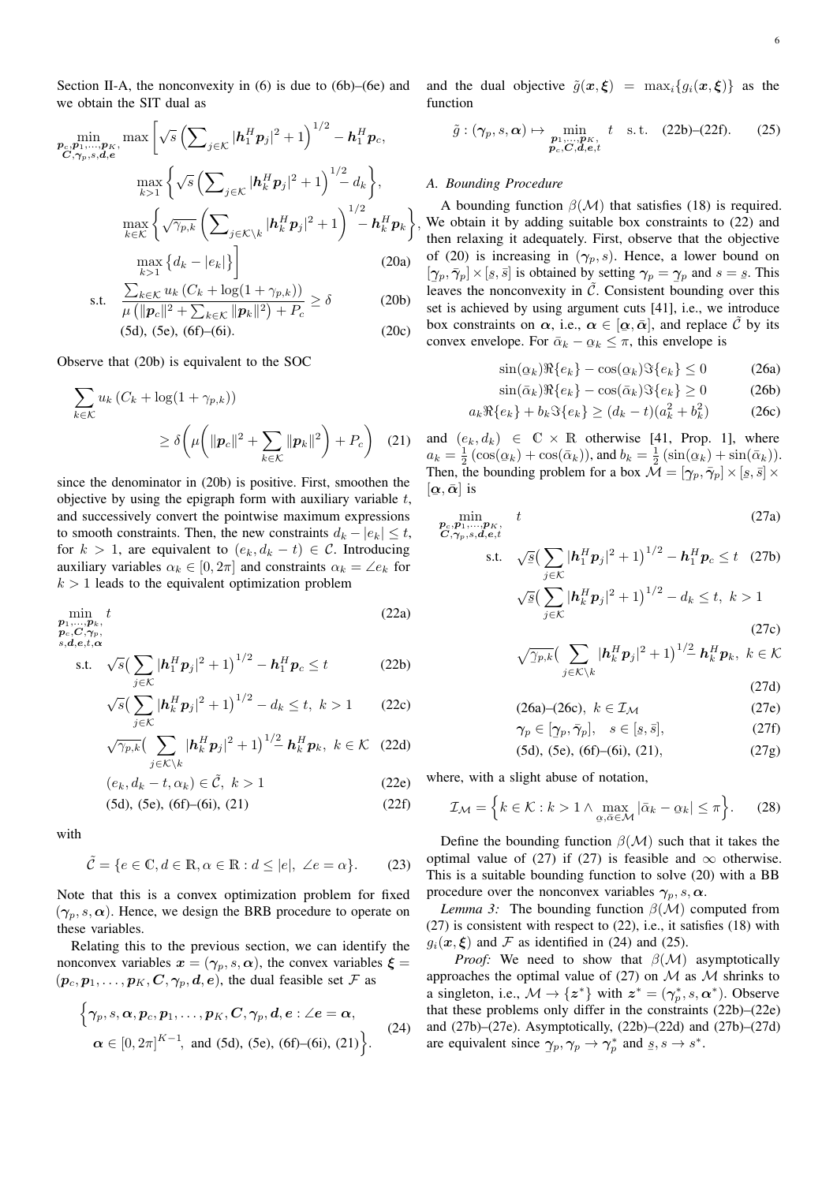Section II-A, the nonconvexity in (6) is due to (6b)–(6e) and we obtain the SIT dual as

$$
\min_{\substack{\boldsymbol{p}_c, \boldsymbol{p}_1, \ldots, \boldsymbol{p}_K, \\ \boldsymbol{C}, \boldsymbol{\gamma}_p, s, \boldsymbol{d}, \boldsymbol{e}}} \max \Bigg[ \sqrt{s} \left( \sum\nolimits_{j \in \mathcal{K}} |\boldsymbol{h}_1^H \boldsymbol{p}_j|^2 + 1 \right)^{1/2} - \boldsymbol{h}_1^H \boldsymbol{p}_c,
$$
$$
\max_{k>1} \left\{ \sqrt{s} \left( \sum\nolimits_{j \in \mathcal{K}} |\boldsymbol{h}_k^H \boldsymbol{p}_j|^2 + 1 \right)^{1/2} - d_k \right\},
$$
$$
\max_{k \in \mathcal{K}} \left\{ \sqrt{\gamma_{p,k}} \left( \sum\nolimits_{j \in \mathcal{K} \setminus k} |\boldsymbol{h}_k^H \boldsymbol{p}_j|^2 + 1 \right)^{1/2} - \boldsymbol{h}_k^H \boldsymbol{p}_k \right\},
$$
$$
\max_{k>1} \left\{ d_k - |e_k| \right\} \Bigg] \tag{20a}
$$
$$
\text{s.t.} \quad \frac{\sum_{k \in \mathcal{K}} u_k \left( C_k + \log(1 + \gamma_{p,k}) \right)}{\mu \left( \|\boldsymbol{p}_c\|^2 + \sum_{k \in \mathcal{K}} \|\boldsymbol{p}_k\|^2 \right) + P_c} \geq \delta \tag{20b}
$$
$$
\text{(5d), (5e), (6f)–(6i).} \tag{20c}
$$

Observe that (20b) is equivalent to the SOC

$$
\sum_{k \in \mathcal{K}} u_k \left( C_k + \log(1 + \gamma_{p,k}) \right) \geq \delta \left( \mu \left( \|\boldsymbol{p}_c\|^2 + \sum_{k \in \mathcal{K}} \|\boldsymbol{p}_k\|^2 \right) + P_c \right) \tag{21}
$$

since the denominator in (20b) is positive. First, smoothen the objective by using the epigraph form with auxiliary variable $t$, and successively convert the pointwise maximum expressions to smooth constraints. Then, the new constraints $d_k - |e_k| \leq t$, for $k > 1$, are equivalent to $(e_k, d_k - t) \in \mathcal{C}$. Introducing auxiliary variables $\alpha_k \in [0, 2\pi]$ and constraints $\alpha_k = \angle e_k$ for $k > 1$ leads to the equivalent optimization problem

$$
\min_{\substack{\boldsymbol{p}_1, \ldots, \boldsymbol{p}_K, \\ \boldsymbol{p}_c, \boldsymbol{C}, \boldsymbol{\gamma}_p, \\ s, \boldsymbol{d}, \boldsymbol{e}, t, \boldsymbol{\alpha}}} \quad t \tag{22a}
$$
$$
\text{s.t.} \quad \sqrt{s} \Big( \sum_{j \in \mathcal{K}} |\boldsymbol{h}_1^H \boldsymbol{p}_j|^2 + 1 \Big)^{1/2} - \boldsymbol{h}_1^H \boldsymbol{p}_c \leq t \tag{22b}
$$
$$
\sqrt{s} \Big( \sum_{j \in \mathcal{K}} |\boldsymbol{h}_k^H \boldsymbol{p}_j|^2 + 1 \Big)^{1/2} - d_k \leq t, \ k > 1 \tag{22c}
$$
$$
\sqrt{\gamma_{p,k}} \Big( \sum_{j \in \mathcal{K} \setminus k} |\boldsymbol{h}_k^H \boldsymbol{p}_j|^2 + 1 \Big)^{1/2} \boldsymbol{h}_k^H \boldsymbol{p}_k, \ k \in \mathcal{K} \tag{22d}
$$
$$
(e_k, d_k - t, \alpha_k) \in \tilde{\mathcal{C}}, \ k > 1 \tag{22e}
$$
$$
\text{(5d), (5e), (6f)–(6i), (21)} \tag{22f}
$$

with

$$
\tilde{\mathcal{C}} = \{ e \in \mathbb{C}, d \in \mathbb{R}, \alpha \in \mathbb{R} : d \leq |e|, \ \angle e = \alpha \}. \tag{23}
$$

Note that this is a convex optimization problem for fixed $(\boldsymbol{\gamma}_p, s, \boldsymbol{\alpha})$. Hence, we design the BRB procedure to operate on these variables.

Relating this to the previous section, we can identify the nonconvex variables $\boldsymbol{x} = (\boldsymbol{\gamma}_p, s, \boldsymbol{\alpha})$, the convex variables $\boldsymbol{\xi} = (\boldsymbol{p}_c, \boldsymbol{p}_1, \ldots, \boldsymbol{p}_K, \boldsymbol{C}, \boldsymbol{\gamma}_p, \boldsymbol{d}, \boldsymbol{e})$, the dual feasible set $\mathcal{F}$ as

$$
\Big\{ \boldsymbol{\gamma}_p, s, \boldsymbol{\alpha}, \boldsymbol{p}_c, \boldsymbol{p}_1, \ldots, \boldsymbol{p}_K, \boldsymbol{C}, \boldsymbol{\gamma}_p, \boldsymbol{d}, \boldsymbol{e} : \angle \boldsymbol{e} = \boldsymbol{\alpha}, \\ \boldsymbol{\alpha} \in [0, 2\pi]^{K-1}, \text{ and (5d), (5e), (6f)–(6i), (21)} \Big\}. \tag{24}
$$

and the dual objective $\tilde{g}(\boldsymbol{x}, \boldsymbol{\xi}) = \max_i \{ g_i(\boldsymbol{x}, \boldsymbol{\xi}) \}$ as the function

$$
\tilde{g} : (\boldsymbol{\gamma}_p, s, \boldsymbol{\alpha}) \mapsto \min_{\substack{\boldsymbol{p}_1, \ldots, \boldsymbol{p}_K, \\ \boldsymbol{p}_c, \boldsymbol{C}, \boldsymbol{d}, \boldsymbol{e}, t}} t \quad \text{s.t.} \quad \text{(22b)–(22f)}. \tag{25}
$$

### A. Bounding Procedure

A bounding function $\beta(\mathcal{M})$ that satisfies (18) is required. We obtain it by adding suitable box constraints to (22) and then relaxing it adequately. First, observe that the objective of (20) is increasing in $(\boldsymbol{\gamma}_p, s)$. Hence, a lower bound on $[\underline{\boldsymbol{\gamma}}_p, \bar{\boldsymbol{\gamma}}_p] \times [\underline{s}, \bar{s}]$ is obtained by setting $\boldsymbol{\gamma}_p = \underline{\boldsymbol{\gamma}}_p$ and $s = \underline{s}$. This leaves the nonconvexity in $\tilde{\mathcal{C}}$. Consistent bounding over this set is achieved by using argument cuts [41], i.e., we introduce box constraints on $\boldsymbol{\alpha}$, i.e., $\boldsymbol{\alpha} \in [\underline{\boldsymbol{\alpha}}, \bar{\boldsymbol{\alpha}}]$, and replace $\tilde{\mathcal{C}}$ by its convex envelope. For $\bar{\alpha}_k - \underline{\alpha}_k \leq \pi$, this envelope is

$$
\sin(\underline{\alpha}_k) \Re\{e_k\} - \cos(\underline{\alpha}_k) \Im\{e_k\} \leq 0 \tag{26a}
$$
$$
\sin(\bar{\alpha}_k) \Re\{e_k\} - \cos(\bar{\alpha}_k) \Im\{e_k\} \geq 0 \tag{26b}
$$
$$
a_k \Re\{e_k\} + b_k \Im\{e_k\} \geq (d_k - t)(a_k^2 + b_k^2) \tag{26c}
$$

and $(e_k, d_k) \in \mathbb{C} \times \mathbb{R}$ otherwise [41, Prop. 1], where $a_k = \frac{1}{2} (\cos(\underline{\alpha}_k) + \cos(\bar{\alpha}_k))$, and $b_k = \frac{1}{2} (\sin(\underline{\alpha}_k) + \sin(\bar{\alpha}_k))$. Then, the bounding problem for a box $\mathcal{M} = [\underline{\boldsymbol{\gamma}}_p, \bar{\boldsymbol{\gamma}}_p] \times [\underline{s}, \bar{s}] \times [\underline{\boldsymbol{\alpha}}, \bar{\boldsymbol{\alpha}}]$ is

$$
\min_{\substack{\boldsymbol{p}_c, \boldsymbol{p}_1, \ldots, \boldsymbol{p}_K, \\ \boldsymbol{C}, \boldsymbol{\gamma}_p, s, \boldsymbol{d}, \boldsymbol{e}, t}} \quad t \tag{27a}
$$
$$
\text{s.t.} \quad \sqrt{\underline{s}} \Big( \sum_{j \in \mathcal{K}} |\boldsymbol{h}_1^H \boldsymbol{p}_j|^2 + 1 \Big)^{1/2} - \boldsymbol{h}_1^H \boldsymbol{p}_c \leq t \tag{27b}
$$
$$
\sqrt{\underline{s}} \Big( \sum_{j \in \mathcal{K}} |\boldsymbol{h}_k^H \boldsymbol{p}_j|^2 + 1 \Big)^{1/2} - d_k \leq t, \ k > 1 \tag{27c}
$$
$$
\sqrt{\underline{\gamma}_{p,k}} \Big( \sum_{j \in \mathcal{K} \setminus k} |\boldsymbol{h}_k^H \boldsymbol{p}_j|^2 + 1 \Big)^{1/2} \boldsymbol{h}_k^H \boldsymbol{p}_k, \ k \in \mathcal{K} \tag{27d}
$$
$$
\text{(26a)–(26c)}, \ k \in \mathcal{I}_{\mathcal{M}} \tag{27e}
$$
$$
\boldsymbol{\gamma}_p \in [\underline{\boldsymbol{\gamma}}_p, \bar{\boldsymbol{\gamma}}_p], \quad s \in [\underline{s}, \bar{s}], \tag{27f}
$$
$$
\text{(5d), (5e), (6f)–(6i), (21)}, \tag{27g}
$$

where, with a slight abuse of notation,

$$
\mathcal{I}_{\mathcal{M}} = \Big\{ k \in \mathcal{K} : k > 1 \wedge \max_{\underline{\alpha}, \bar{\alpha} \in \mathcal{M}} |\bar{\alpha}_k - \underline{\alpha}_k| \leq \pi \Big\}. \tag{28}
$$

Define the bounding function $\beta(\mathcal{M})$ such that it takes the optimal value of (27) if (27) is feasible and $\infty$ otherwise. This is a suitable bounding function to solve (20) with a BB procedure over the nonconvex variables $\boldsymbol{\gamma}_p, s, \boldsymbol{\alpha}$.

*Lemma 3:* The bounding function $\beta(\mathcal{M})$ computed from (27) is consistent with respect to (22), i.e., it satisfies (18) with $g_i(\boldsymbol{x}, \boldsymbol{\xi})$ and $\mathcal{F}$ as identified in (24) and (25).

*Proof:* We need to show that $\beta(\mathcal{M})$ asymptotically approaches the optimal value of (27) on $\mathcal{M}$ as $\mathcal{M}$ shrinks to a singleton, i.e., $\mathcal{M} \to \{\boldsymbol{z}^*\}$ with $\boldsymbol{z}^* = (\boldsymbol{\gamma}_p^*, s, \boldsymbol{\alpha}^*)$. Observe that these problems only differ in the constraints (22b)–(22e) and (27b)–(27e). Asymptotically, (22b)–(22d) and (27b)–(27d) are equivalent since $\underline{\boldsymbol{\gamma}}_p, \boldsymbol{\gamma}_p \to \boldsymbol{\gamma}_p^*$ and $\underline{s}, s \to s^*$.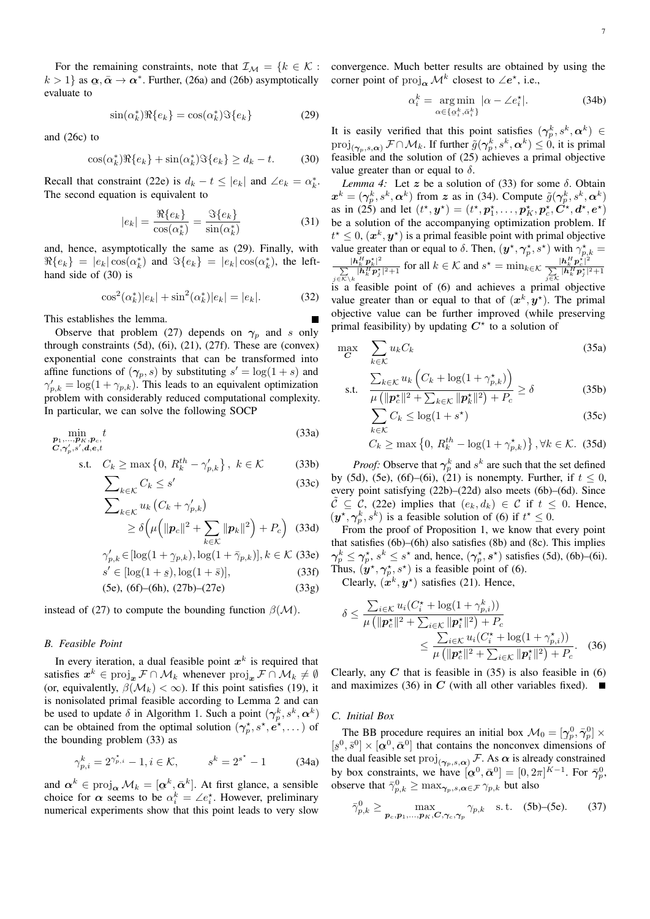For the remaining constraints, note that $\mathcal{I}_{\mathcal{M}} = \{k \in \mathcal{K} : k > 1\}$ as $\boldsymbol{\alpha}, \bar{\boldsymbol{\alpha}} \to \boldsymbol{\alpha}^*$. Further, (26a) and (26b) asymptotically evaluate to

$$\sin(\alpha_k^*)\Re\{e_k\} = \cos(\alpha_k^*)\Im\{e_k\} \tag{29}$$

and (26c) to

$$\cos(\alpha_k^*)\Re\{e_k\} + \sin(\alpha_k^*)\Im\{e_k\} \geq d_k - t. \tag{30}$$

Recall that constraint (22e) is $d_k - t \leq |e_k|$ and $\angle e_k = \alpha_k^*$. The second equation is equivalent to

$$|e_k| = \frac{\Re\{e_k\}}{\cos(\alpha_k^*)} = \frac{\Im\{e_k\}}{\sin(\alpha_k^*)} \tag{31}$$

and, hence, asymptotically the same as (29). Finally, with $\Re\{e_k\} = |e_k|\cos(\alpha_k^*)$ and $\Im\{e_k\} = |e_k|\cos(\alpha_k^*)$, the left-hand side of (30) is

$$\cos^2(\alpha_k^*)|e_k| + \sin^2(\alpha_k^*)|e_k| = |e_k|. \tag{32}$$

This establishes the lemma. ∎

Observe that problem (27) depends on $\boldsymbol{\gamma}_p$ and $s$ only through constraints (5d), (6i), (21), (27f). These are (convex) exponential cone constraints that can be transformed into affine functions of $(\boldsymbol{\gamma}_p, s)$ by substituting $s' = \log(1+s)$ and $\gamma'_{p,k} = \log(1+\gamma_{p,k})$. This leads to an equivalent optimization problem with considerably reduced computational complexity. In particular, we can solve the following SOCP

$$\begin{aligned}
\min_{\substack{\boldsymbol{p}_1,\dots,\boldsymbol{p}_K,\boldsymbol{p}_c,\\ \boldsymbol{C},\boldsymbol{\gamma}'_p,s',\boldsymbol{d},\boldsymbol{e},t}} \quad & t && \text{(33a)}\\
\text{s.t.} \quad & C_k \geq \max\left\{0,\, R_k^{th} - \gamma'_{p,k}\right\},\ k \in \mathcal{K} && \text{(33b)}\\
& \textstyle\sum_{k\in\mathcal{K}} C_k \leq s' && \text{(33c)}\\
& \textstyle\sum_{k\in\mathcal{K}} u_k\left(C_k + \gamma'_{p,k}\right) \\
& \qquad \geq \delta\Big(\mu\Big(\|\boldsymbol{p}_c\|^2 + \sum_{k\in\mathcal{K}}\|\boldsymbol{p}_k\|^2\Big) + P_c\Big) && \text{(33d)}\\
& \gamma'_{p,k} \in [\log(1+\underline{\gamma}_{p,k}), \log(1+\bar{\gamma}_{p,k})], k \in \mathcal{K} && \text{(33e)}\\
& s' \in [\log(1+\underline{s}), \log(1+\bar{s})], && \text{(33f)}\\
& \text{(5e), (6f)–(6h), (27b)–(27e)} && \text{(33g)}
\end{aligned}$$

instead of (27) to compute the bounding function $\beta(\mathcal{M})$.

### B. Feasible Point

In every iteration, a dual feasible point $\boldsymbol{x}^k$ is required that satisfies $\boldsymbol{x}^k \in \operatorname{proj}_{\boldsymbol{x}} \mathcal{F} \cap \mathcal{M}_k$ whenever $\operatorname{proj}_{\boldsymbol{x}} \mathcal{F} \cap \mathcal{M}_k \neq \emptyset$ (or, equivalently, $\beta(\mathcal{M}_k) < \infty$). If this point satisfies (19), it is nonisolated primal feasible according to Lemma 2 and can be used to update $\delta$ in Algorithm 1. Such a point $(\boldsymbol{\gamma}_p^k, s^k, \boldsymbol{\alpha}^k)$ can be obtained from the optimal solution $(\boldsymbol{\gamma}_p^\star, s^\star, \boldsymbol{e}^\star, \dots)$ of the bounding problem (33) as

$$\gamma_{p,i}^k = 2^{\gamma_{p,i}^\star} - 1, i \in \mathcal{K}, \qquad s^k = 2^{s^\star} - 1 \tag{34a}$$

and $\boldsymbol{\alpha}^k \in \operatorname{proj}_{\boldsymbol{\alpha}} \mathcal{M}_k = [\underline{\boldsymbol{\alpha}}^k, \bar{\boldsymbol{\alpha}}^k]$. At first glance, a sensible choice for $\boldsymbol{\alpha}$ seems to be $\alpha_i^k = \angle e_i^\star$. However, preliminary numerical experiments show that this point leads to very slow convergence. Much better results are obtained by using the corner point of $\operatorname{proj}_{\boldsymbol{\alpha}} \mathcal{M}^k$ closest to $\angle \boldsymbol{e}^\star$, i.e.,

$$\alpha_i^k = \underset{\alpha\in\{\underline{\alpha}_i^k, \bar{\alpha}_i^k\}}{\arg\min}\ |\alpha - \angle e_i^\star|. \tag{34b}$$

It is easily verified that this point satisfies $(\boldsymbol{\gamma}_p^k, s^k, \boldsymbol{\alpha}^k) \in \operatorname{proj}_{(\boldsymbol{\gamma}_p,s,\boldsymbol{\alpha})} \mathcal{F} \cap \mathcal{M}_k$. If further $\tilde{g}(\boldsymbol{\gamma}_p^k, s^k, \boldsymbol{\alpha}^k) \leq 0$, it is primal feasible and the solution of (25) achieves a primal objective value greater than or equal to $\delta$.

*Lemma 4:* Let $\boldsymbol{z}$ be a solution of (33) for some $\delta$. Obtain $\boldsymbol{x}^k = (\boldsymbol{\gamma}_p^k, s^k, \boldsymbol{\alpha}^k)$ from $\boldsymbol{z}$ as in (34). Compute $\tilde{g}(\boldsymbol{\gamma}_p^k, s^k, \boldsymbol{\alpha}^k)$ as in (25) and let $(t^\star, \boldsymbol{y}^\star) = (t^\star, \boldsymbol{p}_1^\star, \dots, \boldsymbol{p}_K^\star, \boldsymbol{p}_c^\star, \boldsymbol{C}^\star, \boldsymbol{d}^\star, \boldsymbol{e}^\star)$ be a solution of the accompanying optimization problem. If $t^\star \leq 0$, $(\boldsymbol{x}^k, \boldsymbol{y}^\star)$ is a primal feasible point with primal objective value greater than or equal to $\delta$. Then, $(\boldsymbol{y}^\star, \boldsymbol{\gamma}_p^\star, s^\star)$ with $\gamma_{p,k}^\star = \frac{|\boldsymbol{h}_k^H \boldsymbol{p}_k^\star|^2}{\sum_{j\in\mathcal{K}\setminus k}|\boldsymbol{h}_k^H \boldsymbol{p}_j^\star|^2+1}$ for all $k \in \mathcal{K}$ and $s^\star = \min_{k\in\mathcal{K}} \frac{|\boldsymbol{h}_k^H \boldsymbol{p}_c^\star|^2}{\sum_{j\in\mathcal{K}}|\boldsymbol{h}_k^H \boldsymbol{p}_j^\star|^2+1}$ is a feasible point of (6) and achieves a primal objective value greater than or equal to that of $(\boldsymbol{x}^k, \boldsymbol{y}^\star)$. The primal objective value can be further improved (while preserving primal feasibility) by updating $\boldsymbol{C}^\star$ to a solution of

$$\begin{aligned}
\max_{\boldsymbol{C}} \quad & \sum_{k\in\mathcal{K}} u_k C_k && \text{(35a)}\\
\text{s.t.} \quad & \frac{\sum_{k\in\mathcal{K}} u_k\left(C_k + \log(1+\gamma_{p,k}^\star)\right)}{\mu\left(\|\boldsymbol{p}_c^\star\|^2 + \sum_{k\in\mathcal{K}}\|\boldsymbol{p}_k^\star\|^2\right) + P_c} \geq \delta && \text{(35b)}\\
& \sum_{k\in\mathcal{K}} C_k \leq \log(1+s^\star) && \text{(35c)}\\
& C_k \geq \max\left\{0,\, R_k^{th} - \log(1+\gamma_{p,k}^\star)\right\}, \forall k \in \mathcal{K}. && \text{(35d)}
\end{aligned}$$

*Proof:* Observe that $\boldsymbol{\gamma}_p^k$ and $s^k$ are such that the set defined by (5d), (5e), (6f)–(6i), (21) is nonempty. Further, if $t \leq 0$, every point satisfying (22b)–(22d) also meets (6b)–(6d). Since $\tilde{\mathcal{C}} \subseteq \mathcal{C}$, (22e) implies that $(e_k, d_k) \in \mathcal{C}$ if $t \leq 0$. Hence, $(\boldsymbol{y}^\star, \boldsymbol{\gamma}_p^k, s^k)$ is a feasible solution of (6) if $t^\star \leq 0$.

From the proof of Proposition 1, we know that every point that satisfies (6b)–(6h) also satisfies (8b) and (8c). This implies $\boldsymbol{\gamma}_p^k \leq \boldsymbol{\gamma}_p^\star$, $s^k \leq s^\star$ and, hence, $(\boldsymbol{\gamma}_p^\star, s^\star)$ satisfies (5d), (6b)–(6i). Thus, $(\boldsymbol{y}^\star, \boldsymbol{\gamma}_p^\star, s^\star)$ is a feasible point of (6).

Clearly, $(\boldsymbol{x}^k, \boldsymbol{y}^\star)$ satisfies (21). Hence,

$$\begin{aligned}
\delta &\leq \frac{\sum_{i\in\mathcal{K}} u_i(C_i^\star + \log(1+\gamma_{p,i}^k))}{\mu\left(\|\boldsymbol{p}_c^\star\|^2 + \sum_{i\in\mathcal{K}}\|\boldsymbol{p}_i^\star\|^2\right) + P_c}\\
&\leq \frac{\sum_{i\in\mathcal{K}} u_i(C_i^\star + \log(1+\gamma_{p,i}^\star))}{\mu\left(\|\boldsymbol{p}_c^\star\|^2 + \sum_{i\in\mathcal{K}}\|\boldsymbol{p}_i^\star\|^2\right) + P_c}.
\end{aligned} \tag{36}$$

Clearly, any $\boldsymbol{C}$ that is feasible in (35) is also feasible in (6) and maximizes (36) in $\boldsymbol{C}$ (with all other variables fixed). ∎

### C. Initial Box

The BB procedure requires an initial box $\mathcal{M}_0 = [\underline{\boldsymbol{\gamma}}_p^0, \bar{\boldsymbol{\gamma}}_p^0] \times [\underline{s}^0, \bar{s}^0] \times [\underline{\boldsymbol{\alpha}}^0, \bar{\boldsymbol{\alpha}}^0]$ that contains the nonconvex dimensions of the dual feasible set $\operatorname{proj}_{(\boldsymbol{\gamma}_p,s,\boldsymbol{\alpha})} \mathcal{F}$. As $\boldsymbol{\alpha}$ is already constrained by box constraints, we have $[\underline{\boldsymbol{\alpha}}^0, \bar{\boldsymbol{\alpha}}^0] = [0, 2\pi]^{K-1}$. For $\bar{\gamma}_p^0$, observe that $\bar{\gamma}_{p,k}^0 \geq \max_{\boldsymbol{\gamma}_p,s,\boldsymbol{\alpha}\in\mathcal{F}} \gamma_{p,k}$ but also

$$\bar{\gamma}_{p,k}^0 \geq \max_{\boldsymbol{p}_c,\boldsymbol{p}_1,\dots,\boldsymbol{p}_K,\boldsymbol{C},\boldsymbol{\gamma}_c,\boldsymbol{\gamma}_p} \gamma_{p,k} \quad \text{s.t.} \quad \text{(5b)–(5e)}. \tag{37}$$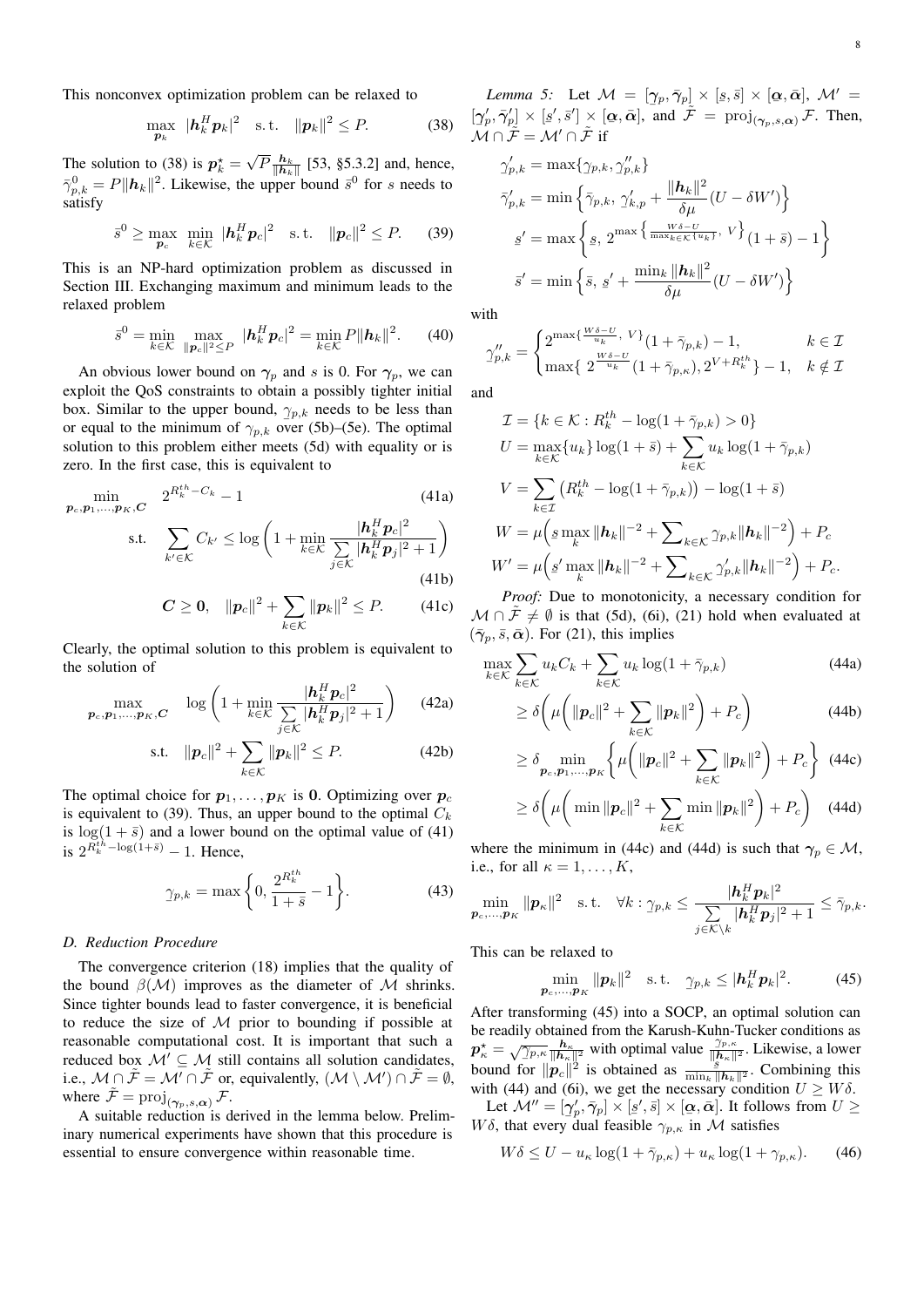This nonconvex optimization problem can be relaxed to

$$\max_{\boldsymbol{p}_k} \ |\boldsymbol{h}_k^H \boldsymbol{p}_k|^2 \quad \text{s.t.} \quad \|\boldsymbol{p}_k\|^2 \leq P. \tag{38}$$

The solution to (38) is $\boldsymbol{p}_k^\star = \sqrt{P}\frac{\boldsymbol{h}_k}{\|\boldsymbol{h}_k\|}$ [53, §5.3.2] and, hence, $\bar{\gamma}_{p,k}^0 = P\|\boldsymbol{h}_k\|^2$. Likewise, the upper bound $\bar{s}^0$ for $s$ needs to satisfy

$$\bar{s}^0 \geq \max_{\boldsymbol{p}_c} \ \min_{k\in\mathcal{K}} \ |\boldsymbol{h}_k^H \boldsymbol{p}_c|^2 \quad \text{s.t.} \quad \|\boldsymbol{p}_c\|^2 \leq P. \tag{39}$$

This is an NP-hard optimization problem as discussed in Section III. Exchanging maximum and minimum leads to the relaxed problem

$$\bar{s}^0 = \min_{k\in\mathcal{K}} \ \max_{\|\boldsymbol{p}_c\|^2\leq P} \ |\boldsymbol{h}_k^H \boldsymbol{p}_c|^2 = \min_{k\in\mathcal{K}} P\|\boldsymbol{h}_k\|^2. \tag{40}$$

An obvious lower bound on $\boldsymbol{\gamma}_p$ and $s$ is 0. For $\boldsymbol{\gamma}_p$, we can exploit the QoS constraints to obtain a possibly tighter initial box. Similar to the upper bound, $\underline{\gamma}_{p,k}$ needs to be less than or equal to the minimum of $\gamma_{p,k}$ over (5b)–(5e). The optimal solution to this problem either meets (5d) with equality or is zero. In the first case, this is equivalent to

$$\min_{\boldsymbol{p}_c,\boldsymbol{p}_1,\dots,\boldsymbol{p}_K,\boldsymbol{C}} \quad 2^{R_k^{th}-C_k} - 1 \tag{41a}$$

$$\text{s.t.} \quad \sum_{k'\in\mathcal{K}} C_{k'} \leq \log\left(1 + \min_{k\in\mathcal{K}} \frac{|\boldsymbol{h}_k^H \boldsymbol{p}_c|^2}{\sum_{j\in\mathcal{K}} |\boldsymbol{h}_k^H \boldsymbol{p}_j|^2 + 1}\right) \tag{41b}$$

$$\boldsymbol{C} \geq \boldsymbol{0}, \quad \|\boldsymbol{p}_c\|^2 + \sum_{k\in\mathcal{K}} \|\boldsymbol{p}_k\|^2 \leq P. \tag{41c}$$

Clearly, the optimal solution to this problem is equivalent to the solution of

$$\max_{\boldsymbol{p}_c,\boldsymbol{p}_1,\dots,\boldsymbol{p}_K,\boldsymbol{C}} \quad \log\left(1 + \min_{k\in\mathcal{K}} \frac{|\boldsymbol{h}_k^H \boldsymbol{p}_c|^2}{\sum_{j\in\mathcal{K}} |\boldsymbol{h}_k^H \boldsymbol{p}_j|^2 + 1}\right) \tag{42a}$$

$$\text{s.t.} \quad \|\boldsymbol{p}_c\|^2 + \sum_{k\in\mathcal{K}} \|\boldsymbol{p}_k\|^2 \leq P. \tag{42b}$$

The optimal choice for $\boldsymbol{p}_1,\dots,\boldsymbol{p}_K$ is $\boldsymbol{0}$. Optimizing over $\boldsymbol{p}_c$ is equivalent to (39). Thus, an upper bound to the optimal $C_k$ is $\log(1+\bar{s})$ and a lower bound on the optimal value of (41) is $2^{R_k^{th}-\log(1+\bar{s})} - 1$. Hence,

$$\underline{\gamma}_{p,k} = \max\left\{0, \frac{2^{R_k^{th}}}{1+\bar{s}} - 1\right\}. \tag{43}$$

### D. Reduction Procedure

The convergence criterion (18) implies that the quality of the bound $\beta(\mathcal{M})$ improves as the diameter of $\mathcal{M}$ shrinks. Since tighter bounds lead to faster convergence, it is beneficial to reduce the size of $\mathcal{M}$ prior to bounding if possible at reasonable computational cost. It is important that such a reduced box $\mathcal{M}' \subseteq \mathcal{M}$ still contains all solution candidates, i.e., $\mathcal{M} \cap \tilde{\mathcal{F}} = \mathcal{M}' \cap \tilde{\mathcal{F}}$ or, equivalently, $(\mathcal{M} \setminus \mathcal{M}') \cap \tilde{\mathcal{F}} = \emptyset$, where $\tilde{\mathcal{F}} = \operatorname{proj}_{(\boldsymbol{\gamma}_p,s,\boldsymbol{\alpha})} \mathcal{F}$.

A suitable reduction is derived in the lemma below. Preliminary numerical experiments have shown that this procedure is essential to ensure convergence within reasonable time.

*Lemma 5:* Let $\mathcal{M} = [\underline{\boldsymbol{\gamma}}_p, \bar{\boldsymbol{\gamma}}_p] \times [\underline{s}, \bar{s}] \times [\underline{\boldsymbol{\alpha}}, \bar{\boldsymbol{\alpha}}]$, $\mathcal{M}' = [\underline{\boldsymbol{\gamma}}_p', \bar{\boldsymbol{\gamma}}_p'] \times [\underline{s}', \bar{s}'] \times [\underline{\boldsymbol{\alpha}}, \bar{\boldsymbol{\alpha}}]$, and $\tilde{\mathcal{F}} = \operatorname{proj}_{(\boldsymbol{\gamma}_p,s,\boldsymbol{\alpha})} \mathcal{F}$. Then, $\mathcal{M} \cap \tilde{\mathcal{F}} = \mathcal{M}' \cap \tilde{\mathcal{F}}$ if

$$\underline{\gamma}_{p,k}' = \max\{\underline{\gamma}_{p,k}, \underline{\gamma}_{p,k}''\}$$

$$\bar{\gamma}_{p,k}' = \min\left\{\bar{\gamma}_{p,k},\ \underline{\gamma}_{k,p}' + \frac{\|\boldsymbol{h}_k\|^2}{\delta\mu}(U - \delta W')\right\}$$

$$\underline{s}' = \max\left\{\underline{s},\ 2^{\max\left\{\frac{W\delta - U}{\max_{k\in\mathcal{K}}\{u_k\}},\ V\right\}}(1+\bar{s}) - 1\right\}$$

$$\bar{s}' = \min\left\{\bar{s},\ \underline{s}' + \frac{\min_k \|\boldsymbol{h}_k\|^2}{\delta\mu}(U - \delta W')\right\}$$

with

$$\underline{\gamma}_{p,k}'' = \begin{cases} 2^{\max\{\frac{W\delta-U}{u_k},\ V\}}(1+\bar{\gamma}_{p,k}) - 1, & k\in\mathcal{I} \\ \max\{\ 2^{\frac{W\delta-U}{u_k}}(1+\bar{\gamma}_{p,\kappa}), 2^{V+R_k^{th}}\} - 1, & k\notin\mathcal{I} \end{cases}$$

and

$$\mathcal{I} = \{k\in\mathcal{K} : R_k^{th} - \log(1+\bar{\gamma}_{p,k}) > 0\}$$

$$U = \max_{k\in\mathcal{K}}\{u_k\}\log(1+\bar{s}) + \sum_{k\in\mathcal{K}} u_k \log(1+\bar{\gamma}_{p,k})$$

$$V = \sum_{k\in\mathcal{I}}\left(R_k^{th} - \log(1+\bar{\gamma}_{p,k})\right) - \log(1+\bar{s})$$

$$W = \mu\Big(\underline{s}\max_k \|\boldsymbol{h}_k\|^{-2} + \sum\nolimits_{k\in\mathcal{K}} \underline{\gamma}_{p,k}\|\boldsymbol{h}_k\|^{-2}\Big) + P_c$$

$$W' = \mu\Big(\underline{s}'\max_k \|\boldsymbol{h}_k\|^{-2} + \sum\nolimits_{k\in\mathcal{K}} \underline{\gamma}_{p,k}'\|\boldsymbol{h}_k\|^{-2}\Big) + P_c.$$

*Proof:* Due to monotonicity, a necessary condition for $\mathcal{M} \cap \tilde{\mathcal{F}} \neq \emptyset$ is that (5d), (6i), (21) hold when evaluated at $(\bar{\boldsymbol{\gamma}}_p, \bar{s}, \bar{\boldsymbol{\alpha}})$. For (21), this implies

$$\max_{k\in\mathcal{K}} \sum_{k\in\mathcal{K}} u_k C_k + \sum_{k\in\mathcal{K}} u_k \log(1+\bar{\gamma}_{p,k}) \tag{44a}$$

$$\geq \delta\bigg(\mu\bigg(\|\boldsymbol{p}_c\|^2 + \sum_{k\in\mathcal{K}}\|\boldsymbol{p}_k\|^2\bigg) + P_c\bigg) \tag{44b}$$

$$\geq \delta \min_{\boldsymbol{p}_c,\boldsymbol{p}_1,\dots,\boldsymbol{p}_K} \left\{\mu\bigg(\|\boldsymbol{p}_c\|^2 + \sum_{k\in\mathcal{K}}\|\boldsymbol{p}_k\|^2\bigg) + P_c\right\} \tag{44c}$$

$$\geq \delta\bigg(\mu\bigg(\min\|\boldsymbol{p}_c\|^2 + \sum_{k\in\mathcal{K}}\min\|\boldsymbol{p}_k\|^2\bigg) + P_c\bigg) \tag{44d}$$

where the minimum in (44c) and (44d) is such that $\boldsymbol{\gamma}_p \in \mathcal{M}$, i.e., for all $\kappa = 1,\dots,K$,

$$\min_{\boldsymbol{p}_c,\dots,\boldsymbol{p}_K} \|\boldsymbol{p}_\kappa\|^2 \quad \text{s.t.} \quad \forall k : \underline{\gamma}_{p,k} \leq \frac{|\boldsymbol{h}_k^H \boldsymbol{p}_k|^2}{\sum_{j\in\mathcal{K}\setminus k} |\boldsymbol{h}_k^H \boldsymbol{p}_j|^2 + 1} \leq \bar{\gamma}_{p,k}.$$

This can be relaxed to

$$\min_{\boldsymbol{p}_c,\dots,\boldsymbol{p}_K} \|\boldsymbol{p}_k\|^2 \quad \text{s.t.} \quad \underline{\gamma}_{p,k} \leq |\boldsymbol{h}_k^H \boldsymbol{p}_k|^2. \tag{45}$$

After transforming (45) into a SOCP, an optimal solution can be readily obtained from the Karush-Kuhn-Tucker conditions as $\boldsymbol{p}_\kappa^\star = \sqrt{\underline{\gamma}_{p,\kappa}}\frac{\boldsymbol{h}_\kappa}{\|\boldsymbol{h}_\kappa\|^2}$ with optimal value $\frac{\underline{\gamma}_{p,\kappa}}{\|\boldsymbol{h}_\kappa\|^2}$. Likewise, a lower bound for $\|\boldsymbol{p}_c\|^2$ is obtained as $\frac{\underline{s}}{\min_k \|\boldsymbol{h}_k\|^2}$. Combining this with (44) and (6i), we get the necessary condition $U \geq W\delta$.

Let $\mathcal{M}'' = [\underline{\boldsymbol{\gamma}}_p', \bar{\boldsymbol{\gamma}}_p] \times [\underline{s}', \bar{s}] \times [\underline{\boldsymbol{\alpha}}, \bar{\boldsymbol{\alpha}}]$. It follows from $U \geq W\delta$, that every dual feasible $\gamma_{p,\kappa}$ in $\mathcal{M}$ satisfies

$$W\delta \leq U - u_\kappa \log(1+\bar{\gamma}_{p,\kappa}) + u_\kappa \log(1+\gamma_{p,\kappa}). \tag{46}$$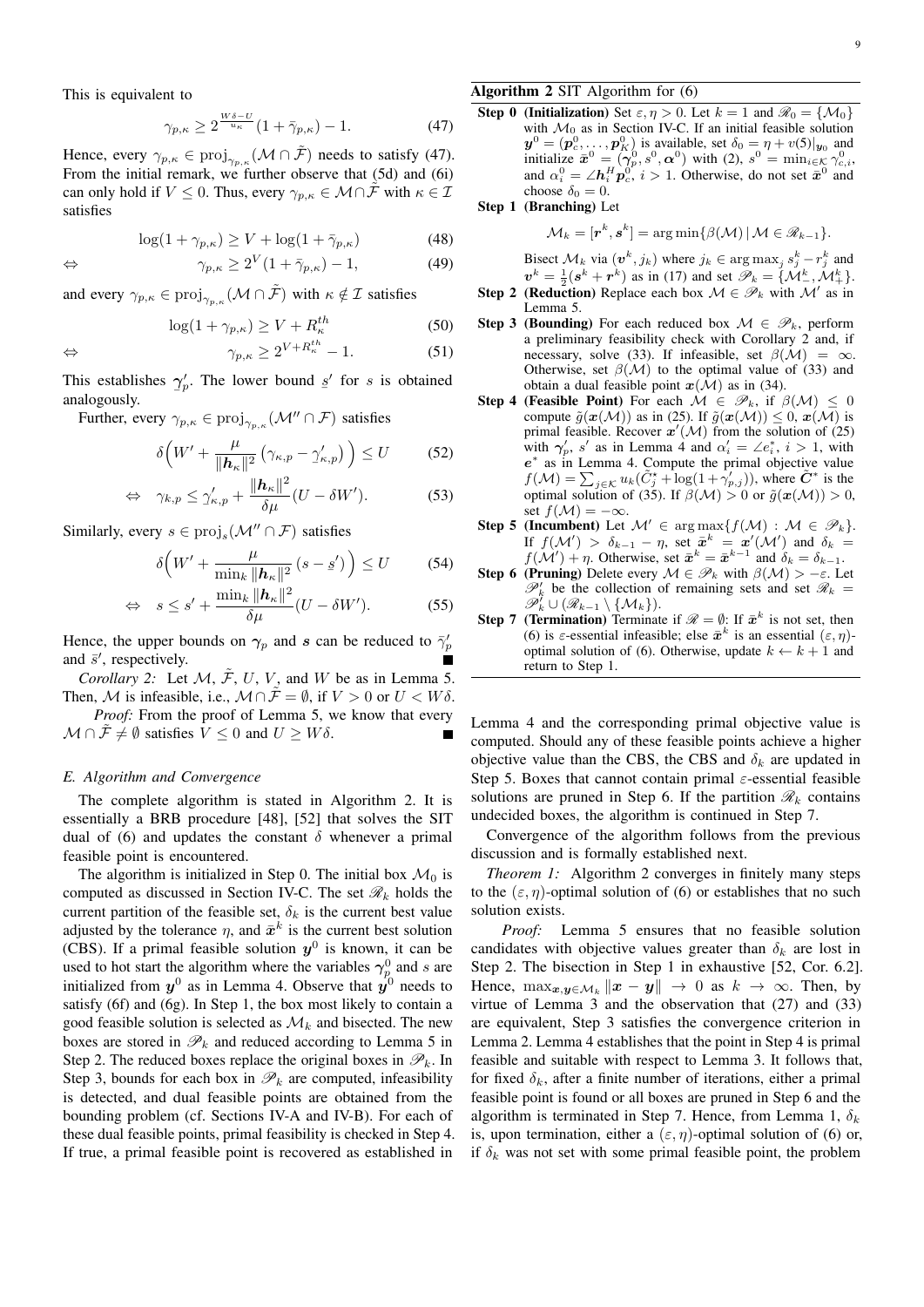This is equivalent to

$$\gamma_{p,\kappa} \geq 2^{\frac{W\delta - U}{u_\kappa}}(1 + \bar{\gamma}_{p,\kappa}) - 1. \tag{47}$$

Hence, every $\gamma_{p,\kappa} \in \operatorname{proj}_{\gamma_{p,\kappa}}(\mathcal{M} \cap \tilde{\mathcal{F}})$ needs to satisfy (47). From the initial remark, we further observe that (5d) and (6i) can only hold if $V \leq 0$. Thus, every $\gamma_{p,\kappa} \in \mathcal{M} \cap \tilde{\mathcal{F}}$ with $\kappa \in \mathcal{I}$ satisfies

$$\log(1 + \gamma_{p,\kappa}) \geq V + \log(1 + \bar{\gamma}_{p,\kappa}) \tag{48}$$

$$\Leftrightarrow \qquad \gamma_{p,\kappa} \geq 2^V(1 + \bar{\gamma}_{p,\kappa}) - 1, \tag{49}$$

and every $\gamma_{p,\kappa} \in \operatorname{proj}_{\gamma_{p,\kappa}}(\mathcal{M} \cap \tilde{\mathcal{F}})$ with $\kappa \notin \mathcal{I}$ satisfies

$$\log(1 + \gamma_{p,\kappa}) \geq V + R_\kappa^{th} \tag{50}$$

$$\Leftrightarrow \qquad \gamma_{p,\kappa} \geq 2^{V + R_\kappa^{th}} - 1. \tag{51}$$

This establishes $\underline{\gamma}_p'$. The lower bound $\underline{s}'$ for $s$ is obtained analogously.

Further, every $\gamma_{p,\kappa} \in \operatorname{proj}_{\gamma_{p,\kappa}}(\mathcal{M}'' \cap \mathcal{F})$ satisfies

$$\delta\Big(W' + \frac{\mu}{\|\boldsymbol{h}_\kappa\|^2}\left(\gamma_{\kappa,p} - \underline{\gamma}_{\kappa,p}'\right)\Big) \leq U \tag{52}$$

$$\Leftrightarrow \quad \gamma_{k,p} \leq \underline{\gamma}_{\kappa,p}' + \frac{\|\boldsymbol{h}_\kappa\|^2}{\delta\mu}(U - \delta W'). \tag{53}$$

Similarly, every $s \in \operatorname{proj}_s(\mathcal{M}'' \cap \mathcal{F})$ satisfies

$$\delta\Big(W' + \frac{\mu}{\min_k \|\boldsymbol{h}_\kappa\|^2}\left(s - \underline{s}'\right)\Big) \leq U \tag{54}$$

$$\Leftrightarrow \quad s \leq s' + \frac{\min_k \|\boldsymbol{h}_\kappa\|^2}{\delta\mu}(U - \delta W'). \tag{55}$$

Hence, the upper bounds on $\boldsymbol{\gamma}_p$ and $\boldsymbol{s}$ can be reduced to $\bar{\gamma}_p'$ and $\bar{s}'$, respectively. ∎

*Corollary 2:* Let $\mathcal{M}$, $\tilde{\mathcal{F}}$, $U$, $V$, and $W$ be as in Lemma 5. Then, $\mathcal{M}$ is infeasible, i.e., $\mathcal{M} \cap \tilde{\mathcal{F}} = \emptyset$, if $V > 0$ or $U < W\delta$.

*Proof:* From the proof of Lemma 5, we know that every $\mathcal{M} \cap \tilde{\mathcal{F}} \neq \emptyset$ satisfies $V \leq 0$ and $U \geq W\delta$. ∎

### *E. Algorithm and Convergence*

The complete algorithm is stated in Algorithm 2. It is essentially a BRB procedure [48], [52] that solves the SIT dual of (6) and updates the constant $\delta$ whenever a primal feasible point is encountered.

The algorithm is initialized in Step 0. The initial box $\mathcal{M}_0$ is computed as discussed in Section IV-C. The set $\mathscr{R}_k$ holds the current partition of the feasible set, $\delta_k$ is the current best value adjusted by the tolerance $\eta$, and $\bar{\boldsymbol{x}}^k$ is the current best solution (CBS). If a primal feasible solution $\boldsymbol{y}^0$ is known, it can be used to hot start the algorithm where the variables $\boldsymbol{\gamma}_p^0$ and $s$ are initialized from $\boldsymbol{y}^0$ as in Lemma 4. Observe that $\boldsymbol{y}^0$ needs to satisfy (6f) and (6g). In Step 1, the box most likely to contain a good feasible solution is selected as $\mathcal{M}_k$ and bisected. The new boxes are stored in $\mathscr{P}_k$ and reduced according to Lemma 5 in Step 2. The reduced boxes replace the original boxes in $\mathscr{P}_k$. In Step 3, bounds for each box in $\mathscr{P}_k$ are computed, infeasibility is detected, and dual feasible points are obtained from the bounding problem (cf. Sections IV-A and IV-B). For each of these dual feasible points, primal feasibility is checked in Step 4. If true, a primal feasible point is recovered as established in Lemma 4 and the corresponding primal objective value is computed. Should any of these feasible points achieve a higher objective value than the CBS, the CBS and $\delta_k$ are updated in Step 5. Boxes that cannot contain primal $\varepsilon$-essential feasible solutions are pruned in Step 6. If the partition $\mathscr{R}_k$ contains undecided boxes, the algorithm is continued in Step 7.

**Algorithm 2** SIT Algorithm for (6)

**Step 0** **(Initialization)** Set $\varepsilon, \eta > 0$. Let $k = 1$ and $\mathscr{R}_0 = \{\mathcal{M}_0\}$ with $\mathcal{M}_0$ as in Section IV-C. If an initial feasible solution $\boldsymbol{y}^0 = (\boldsymbol{p}_c^0, \dots, \boldsymbol{p}_K^0)$ is available, set $\delta_0 = \eta + v(5)|_{\boldsymbol{y}_0}$ and initialize $\bar{\boldsymbol{x}}^0 = (\boldsymbol{\gamma}_p^0, s^0, \boldsymbol{\alpha}^0)$ with (2), $s^0 = \min_{i \in \mathcal{K}} \gamma_{c,i}^0$, and $\alpha_i^0 = \angle \boldsymbol{h}_i^H \boldsymbol{p}_c^0$, $i > 1$. Otherwise, do not set $\bar{\boldsymbol{x}}^0$ and choose $\delta_0 = 0$.

**Step 1** **(Branching)** Let

$$\mathcal{M}_k = [\boldsymbol{r}^k, \boldsymbol{s}^k] = \arg\min\{\beta(\mathcal{M}) \,|\, \mathcal{M} \in \mathscr{R}_{k-1}\}.$$

Bisect $\mathcal{M}_k$ via $(\boldsymbol{v}^k, j_k)$ where $j_k \in \arg\max_j s_j^k - r_j^k$ and $\boldsymbol{v}^k = \frac{1}{2}(\boldsymbol{s}^k + \boldsymbol{r}^k)$ as in (17) and set $\mathscr{P}_k = \{\mathcal{M}_-^k, \mathcal{M}_+^k\}$.

**Step 2** **(Reduction)** Replace each box $\mathcal{M} \in \mathscr{P}_k$ with $\mathcal{M}'$ as in Lemma 5.

**Step 3** **(Bounding)** For each reduced box $\mathcal{M} \in \mathscr{P}_k$, perform a preliminary feasibility check with Corollary 2 and, if necessary, solve (33). If infeasible, set $\beta(\mathcal{M}) = \infty$. Otherwise, set $\beta(\mathcal{M})$ to the optimal value of (33) and obtain a dual feasible point $\boldsymbol{x}(\mathcal{M})$ as in (34).

**Step 4** **(Feasible Point)** For each $\mathcal{M} \in \mathscr{P}_k$, if $\beta(\mathcal{M}) \leq 0$ compute $\tilde{g}(\boldsymbol{x}(\mathcal{M}))$ as in (25). If $\tilde{g}(\boldsymbol{x}(\mathcal{M})) \leq 0$, $\boldsymbol{x}(\mathcal{M})$ is primal feasible. Recover $\boldsymbol{x}'(\mathcal{M})$ from the solution of (25) with $\boldsymbol{\gamma}_p'$, $s'$ as in Lemma 4 and $\alpha_i' = \angle e_i^*$, $i > 1$, with $\boldsymbol{e}^*$ as in Lemma 4. Compute the primal objective value $f(\mathcal{M}) = \sum_{j \in \mathcal{K}} u_k(\tilde{C}_j^\star + \log(1 + \gamma_{p,j}'))$, where $\tilde{\boldsymbol{C}}^\star$ is the optimal solution of (35). If $\beta(\mathcal{M}) > 0$ or $\tilde{g}(\boldsymbol{x}(\mathcal{M})) > 0$, set $f(\mathcal{M}) = -\infty$.

**Step 5** **(Incumbent)** Let $\mathcal{M}' \in \arg\max\{f(\mathcal{M}) : \mathcal{M} \in \mathscr{P}_k\}$. If $f(\mathcal{M}') > \delta_{k-1} - \eta$, set $\bar{\boldsymbol{x}}^k = \boldsymbol{x}'(\mathcal{M}')$ and $\delta_k = f(\mathcal{M}') + \eta$. Otherwise, set $\bar{\boldsymbol{x}}^k = \bar{\boldsymbol{x}}^{k-1}$ and $\delta_k = \delta_{k-1}$.

**Step 6** **(Pruning)** Delete every $\mathcal{M} \in \mathscr{P}_k$ with $\beta(\mathcal{M}) > -\varepsilon$. Let $\mathscr{P}_k'$ be the collection of remaining sets and set $\mathscr{R}_k = \mathscr{P}_k' \cup (\mathscr{R}_{k-1} \setminus \{\mathcal{M}_k\})$.

**Step 7** **(Termination)** Terminate if $\mathscr{R} = \emptyset$: If $\bar{\boldsymbol{x}}^k$ is not set, then (6) is $\varepsilon$-essential infeasible; else $\bar{\boldsymbol{x}}^k$ is an essential $(\varepsilon, \eta)$-optimal solution of (6). Otherwise, update $k \leftarrow k + 1$ and return to Step 1.

Convergence of the algorithm follows from the previous discussion and is formally established next.

*Theorem 1:* Algorithm 2 converges in finitely many steps to the $(\varepsilon, \eta)$-optimal solution of (6) or establishes that no such solution exists.

*Proof:* Lemma 5 ensures that no feasible solution candidates with objective values greater than $\delta_k$ are lost in Step 2. The bisection in Step 1 in exhaustive [52, Cor. 6.2]. Hence, $\max_{\boldsymbol{x}, \boldsymbol{y} \in \mathcal{M}_k} \|\boldsymbol{x} - \boldsymbol{y}\| \to 0$ as $k \to \infty$. Then, by virtue of Lemma 3 and the observation that (27) and (33) are equivalent, Step 3 satisfies the convergence criterion in Lemma 2. Lemma 4 establishes that the point in Step 4 is primal feasible and suitable with respect to Lemma 3. It follows that, for fixed $\delta_k$, after a finite number of iterations, either a primal feasible point is found or all boxes are pruned in Step 6 and the algorithm is terminated in Step 7. Hence, from Lemma 1, $\delta_k$ is, upon termination, either a $(\varepsilon, \eta)$-optimal solution of (6) or, if $\delta_k$ was not set with some primal feasible point, the problem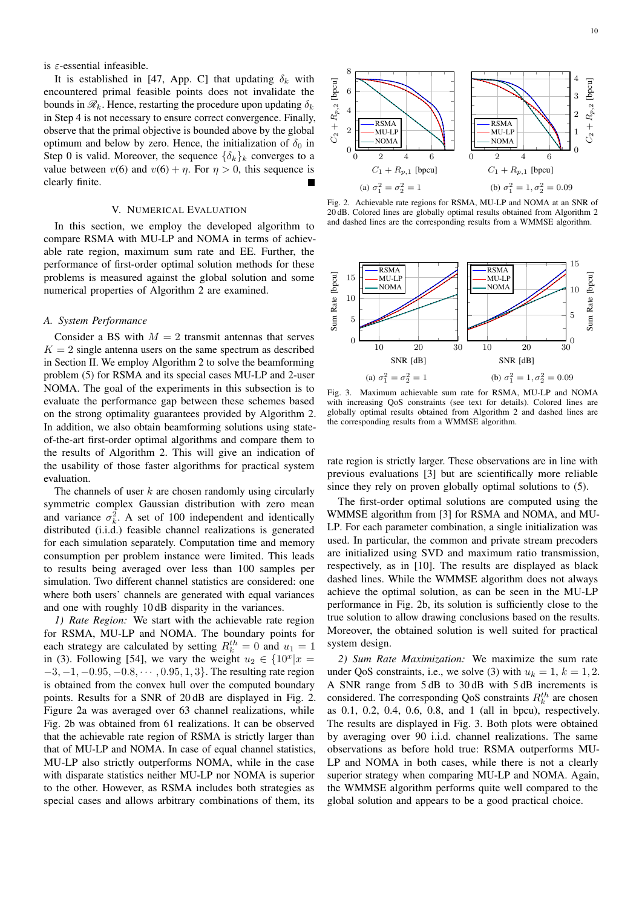is $\varepsilon$-essential infeasible.

It is established in [47, App. C] that updating $\delta_k$ with encountered primal feasible points does not invalidate the bounds in $\mathscr{R}_k$. Hence, restarting the procedure upon updating $\delta_k$ in Step 4 is not necessary to ensure correct convergence. Finally, observe that the primal objective is bounded above by the global optimum and below by zero. Hence, the initialization of $\delta_0$ in Step 0 is valid. Moreover, the sequence $\{\delta_k\}_k$ converges to a value between $v(6)$ and $v(6) + \eta$. For $\eta > 0$, this sequence is clearly finite. ∎

## V. Numerical Evaluation

In this section, we employ the developed algorithm to compare RSMA with MU-LP and NOMA in terms of achievable rate region, maximum sum rate and EE. Further, the performance of first-order optimal solution methods for these problems is measured against the global solution and some numerical properties of Algorithm 2 are examined.

### A. System Performance

Consider a BS with $M = 2$ transmit antennas that serves $K = 2$ single antenna users on the same spectrum as described in Section II. We employ Algorithm 2 to solve the beamforming problem (5) for RSMA and its special cases MU-LP and 2-user NOMA. The goal of the experiments in this subsection is to evaluate the performance gap between these schemes based on the strong optimality guarantees provided by Algorithm 2. In addition, we also obtain beamforming solutions using state-of-the-art first-order optimal algorithms and compare them to the results of Algorithm 2. This will give an indication of the usability of those faster algorithms for practical system evaluation.

The channels of user $k$ are chosen randomly using circularly symmetric complex Gaussian distribution with zero mean and variance $\sigma_k^2$. A set of 100 independent and identically distributed (i.i.d.) feasible channel realizations is generated for each simulation separately. Computation time and memory consumption per problem instance were limited. This leads to results being averaged over less than 100 samples per simulation. Two different channel statistics are considered: one where both users' channels are generated with equal variances and one with roughly 10 dB disparity in the variances.

*1) Rate Region:* We start with the achievable rate region for RSMA, MU-LP and NOMA. The boundary points for each strategy are calculated by setting $R_k^{th} = 0$ and $u_1 = 1$ in (3). Following [54], we vary the weight $u_2 \in \{10^x | x = -3, -1, -0.95, -0.8, \cdots, 0.95, 1, 3\}$. The resulting rate region is obtained from the convex hull over the computed boundary points. Results for a SNR of 20 dB are displayed in Fig. 2. Figure 2a was averaged over 63 channel realizations, while Fig. 2b was obtained from 61 realizations. It can be observed that the achievable rate region of RSMA is strictly larger than that of MU-LP and NOMA. In case of equal channel statistics, MU-LP also strictly outperforms NOMA, while in the case with disparate statistics neither MU-LP nor NOMA is superior to the other. However, as RSMA includes both strategies as special cases and allows arbitrary combinations of them, its rate region is strictly larger. These observations are in line with previous evaluations [3] but are scientifically more reliable since they rely on proven globally optimal solutions to (5).

(a) $\sigma_1^2 = \sigma_2^2 = 1$ (b) $\sigma_1^2 = 1, \sigma_2^2 = 0.09$

Fig. 2. Achievable rate regions for RSMA, MU-LP and NOMA at an SNR of 20 dB. Colored lines are globally optimal results obtained from Algorithm 2 and dashed lines are the corresponding results from a WMMSE algorithm.

(a) $\sigma_1^2 = \sigma_2^2 = 1$ (b) $\sigma_1^2 = 1, \sigma_2^2 = 0.09$

Fig. 3. Maximum achievable sum rate for RSMA, MU-LP and NOMA with increasing QoS constraints (see text for details). Colored lines are globally optimal results obtained from Algorithm 2 and dashed lines are the corresponding results from a WMMSE algorithm.

The first-order optimal solutions are computed using the WMMSE algorithm from [3] for RSMA and NOMA, and MU-LP. For each parameter combination, a single initialization was used. In particular, the common and private stream precoders are initialized using SVD and maximum ratio transmission, respectively, as in [10]. The results are displayed as black dashed lines. While the WMMSE algorithm does not always achieve the optimal solution, as can be seen in the MU-LP performance in Fig. 2b, its solution is sufficiently close to the true solution to allow drawing conclusions based on the results. Moreover, the obtained solution is well suited for practical system design.

*2) Sum Rate Maximization:* We maximize the sum rate under QoS constraints, i.e., we solve (3) with $u_k = 1$, $k = 1, 2$. A SNR range from 5 dB to 30 dB with 5 dB increments is considered. The corresponding QoS constraints $R_k^{th}$ are chosen as 0.1, 0.2, 0.4, 0.6, 0.8, and 1 (all in bpcu), respectively. The results are displayed in Fig. 3. Both plots were obtained by averaging over 90 i.i.d. channel realizations. The same observations as before hold true: RSMA outperforms MU-LP and NOMA in both cases, while there is not a clearly superior strategy when comparing MU-LP and NOMA. Again, the WMMSE algorithm performs quite well compared to the global solution and appears to be a good practical choice.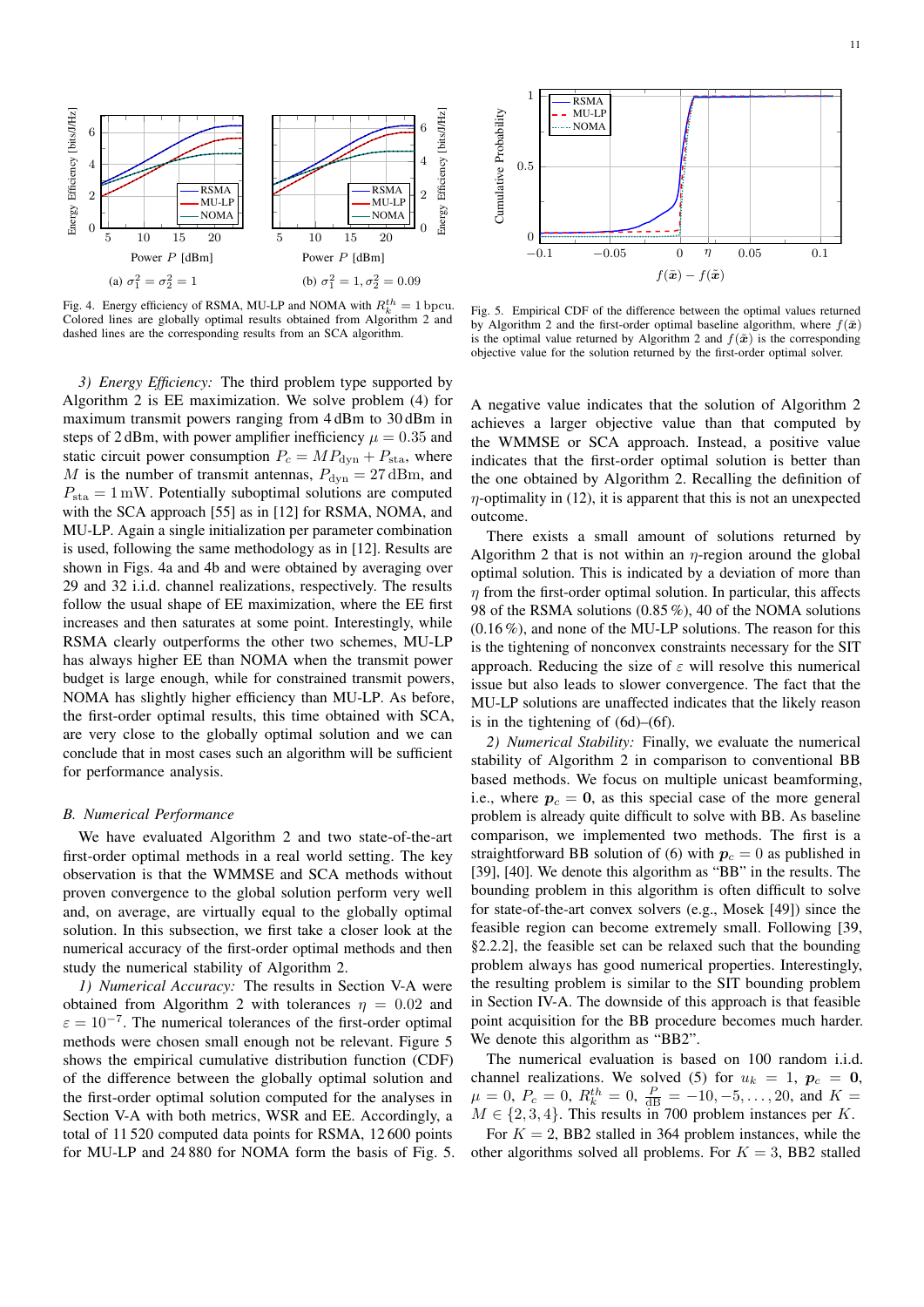Fig. 4. Energy efficiency of RSMA, MU-LP and NOMA with $R_k^{th} = 1$ bpcu. Colored lines are globally optimal results obtained from Algorithm 2 and dashed lines are the corresponding results from an SCA algorithm.

Fig. 5. Empirical CDF of the difference between the optimal values returned by Algorithm 2 and the first-order optimal baseline algorithm, where $f(\bar{\boldsymbol{x}})$ is the optimal value returned by Algorithm 2 and $f(\tilde{\boldsymbol{x}})$ is the corresponding objective value for the solution returned by the first-order optimal solver.

*3) Energy Efficiency:* The third problem type supported by Algorithm 2 is EE maximization. We solve problem (4) for maximum transmit powers ranging from 4 dBm to 30 dBm in steps of 2 dBm, with power amplifier inefficiency $\mu = 0.35$ and static circuit power consumption $P_c = M P_{\text{dyn}} + P_{\text{sta}}$, where $M$ is the number of transmit antennas, $P_{\text{dyn}} = 27$ dBm, and $P_{\text{sta}} = 1$ mW. Potentially suboptimal solutions are computed with the SCA approach [55] as in [12] for RSMA, NOMA, and MU-LP. Again a single initialization per parameter combination is used, following the same methodology as in [12]. Results are shown in Figs. 4a and 4b and were obtained by averaging over 29 and 32 i.i.d. channel realizations, respectively. The results follow the usual shape of EE maximization, where the EE first increases and then saturates at some point. Interestingly, while RSMA clearly outperforms the other two schemes, MU-LP has always higher EE than NOMA when the transmit power budget is large enough, while for constrained transmit powers, NOMA has slightly higher efficiency than MU-LP. As before, the first-order optimal results, this time obtained with SCA, are very close to the globally optimal solution and we can conclude that in most cases such an algorithm will be sufficient for performance analysis.

## B. Numerical Performance

We have evaluated Algorithm 2 and two state-of-the-art first-order optimal methods in a real world setting. The key observation is that the WMMSE and SCA methods without proven convergence to the global solution perform very well and, on average, are virtually equal to the globally optimal solution. In this subsection, we first take a closer look at the numerical accuracy of the first-order optimal methods and then study the numerical stability of Algorithm 2.

*1) Numerical Accuracy:* The results in Section V-A were obtained from Algorithm 2 with tolerances $\eta = 0.02$ and $\varepsilon = 10^{-7}$. The numerical tolerances of the first-order optimal methods were chosen small enough not be relevant. Figure 5 shows the empirical cumulative distribution function (CDF) of the difference between the globally optimal solution and the first-order optimal solution computed for the analyses in Section V-A with both metrics, WSR and EE. Accordingly, a total of 11 520 computed data points for RSMA, 12 600 points for MU-LP and 24 880 for NOMA form the basis of Fig. 5. A negative value indicates that the solution of Algorithm 2 achieves a larger objective value than that computed by the WMMSE or SCA approach. Instead, a positive value indicates that the first-order optimal solution is better than the one obtained by Algorithm 2. Recalling the definition of $\eta$-optimality in (12), it is apparent that this is not an unexpected outcome.

There exists a small amount of solutions returned by Algorithm 2 that is not within an $\eta$-region around the global optimal solution. This is indicated by a deviation of more than $\eta$ from the first-order optimal solution. In particular, this affects 98 of the RSMA solutions (0.85 %), 40 of the NOMA solutions (0.16 %), and none of the MU-LP solutions. The reason for this is the tightening of nonconvex constraints necessary for the SIT approach. Reducing the size of $\varepsilon$ will resolve this numerical issue but also leads to slower convergence. The fact that the MU-LP solutions are unaffected indicates that the likely reason is in the tightening of (6d)–(6f).

*2) Numerical Stability:* Finally, we evaluate the numerical stability of Algorithm 2 in comparison to conventional BB based methods. We focus on multiple unicast beamforming, i.e., where $\boldsymbol{p}_c = \boldsymbol{0}$, as this special case of the more general problem is already quite difficult to solve with BB. As baseline comparison, we implemented two methods. The first is a straightforward BB solution of (6) with $\boldsymbol{p}_c = 0$ as published in [39], [40]. We denote this algorithm as "BB" in the results. The bounding problem in this algorithm is often difficult to solve for state-of-the-art convex solvers (e.g., Mosek [49]) since the feasible region can become extremely small. Following [39, §2.2.2], the feasible set can be relaxed such that the bounding problem always has good numerical properties. Interestingly, the resulting problem is similar to the SIT bounding problem in Section IV-A. The downside of this approach is that feasible point acquisition for the BB procedure becomes much harder. We denote this algorithm as "BB2".

The numerical evaluation is based on 100 random i.i.d. channel realizations. We solved (5) for $u_k = 1$, $\boldsymbol{p}_c = \boldsymbol{0}$, $\mu = 0$, $P_c = 0$, $R_k^{th} = 0$, $\frac{P}{\text{dB}} = -10, -5, \ldots, 20$, and $K = M \in \{2, 3, 4\}$. This results in 700 problem instances per $K$.

For $K = 2$, BB2 stalled in 364 problem instances, while the other algorithms solved all problems. For $K = 3$, BB2 stalled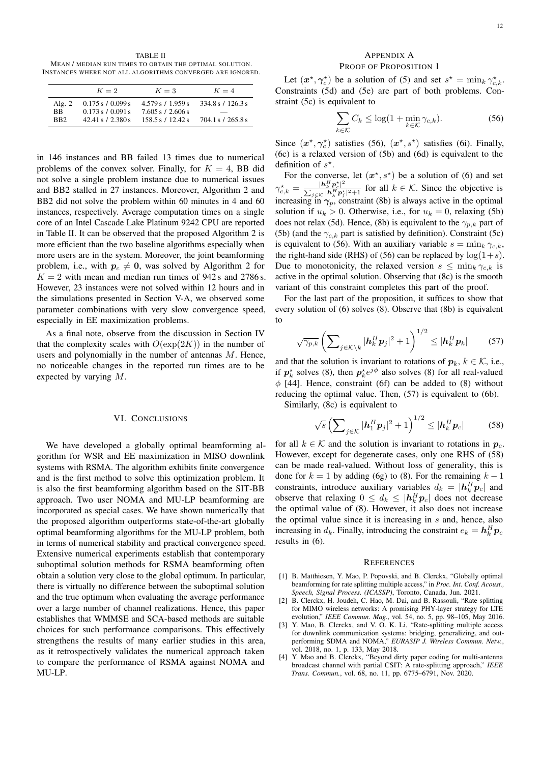TABLE II
MEAN / MEDIAN RUN TIMES TO OBTAIN THE OPTIMAL SOLUTION. INSTANCES WHERE NOT ALL ALGORITHMS CONVERGED ARE IGNORED.

| | $K=2$ | $K=3$ | $K=4$ |
|---|---|---|---|
| Alg. 2 | 0.175 s / 0.099 s | 4.579 s / 1.959 s | 334.8 s / 126.3 s |
| BB | 0.173 s / 0.091 s | 7.605 s / 2.606 s | — |
| BB2 | 42.41 s / 2.380 s | 158.5 s / 12.42 s | 704.1 s / 265.8 s |

in 146 instances and BB failed 13 times due to numerical problems of the convex solver. Finally, for $K = 4$, BB did not solve a single problem instance due to numerical issues and BB2 stalled in 27 instances. Moreover, Algorithm 2 and BB2 did not solve the problem within 60 minutes in 4 and 60 instances, respectively. Average computation times on a single core of an Intel Cascade Lake Platinum 9242 CPU are reported in Table II. It can be observed that the proposed Algorithm 2 is more efficient than the two baseline algorithms especially when more users are in the system. Moreover, the joint beamforming problem, i.e., with $\boldsymbol{p}_c \neq \boldsymbol{0}$, was solved by Algorithm 2 for $K = 2$ with mean and median run times of 942 s and 2786 s. However, 23 instances were not solved within 12 hours and in the simulations presented in Section V-A, we observed some parameter combinations with very slow convergence speed, especially in EE maximization problems.

As a final note, observe from the discussion in Section IV that the complexity scales with $O(\exp(2K))$ in the number of users and polynomially in the number of antennas $M$. Hence, no noticeable changes in the reported run times are to be expected by varying $M$.

## VI. CONCLUSIONS

We have developed a globally optimal beamforming algorithm for WSR and EE maximization in MISO downlink systems with RSMA. The algorithm exhibits finite convergence and is the first method to solve this optimization problem. It is also the first beamforming algorithm based on the SIT-BB approach. Two user NOMA and MU-LP beamforming are incorporated as special cases. We have shown numerically that the proposed algorithm outperforms state-of-the-art globally optimal beamforming algorithms for the MU-LP problem, both in terms of numerical stability and practical convergence speed. Extensive numerical experiments establish that contemporary suboptimal solution methods for RSMA beamforming often obtain a solution very close to the global optimum. In particular, there is virtually no difference between the suboptimal solution and the true optimum when evaluating the average performance over a large number of channel realizations. Hence, this paper establishes that WMMSE and SCA-based methods are suitable choices for such performance comparisons. This effectively strengthens the results of many earlier studies in this area, as it retrospectively validates the numerical approach taken to compare the performance of RSMA against NOMA and MU-LP.

## APPENDIX A
## PROOF OF PROPOSITION 1

Let $(\boldsymbol{x}^\star, \boldsymbol{\gamma}_c^\star)$ be a solution of (5) and set $s^\star = \min_k \gamma_{c,k}^\star$. Constraints (5d) and (5e) are part of both problems. Constraint (5c) is equivalent to

$$\sum_{k\in\mathcal{K}} C_k \leq \log(1 + \min_{k\in\mathcal{K}} \gamma_{c,k}). \tag{56}$$

Since $(\boldsymbol{x}^\star, \boldsymbol{\gamma}_c^\star)$ satisfies (56), $(\boldsymbol{x}^\star, s^\star)$ satisfies (6i). Finally, (6c) is a relaxed version of (5b) and (6d) is equivalent to the definition of $s^\star$.

For the converse, let $(\boldsymbol{x}^\star, s^\star)$ be a solution of (6) and set $\gamma_{c,k}^\star = \frac{|\boldsymbol{h}_k^H \boldsymbol{p}_c^\star|^2}{\sum_{j\in\mathcal{K}} |\boldsymbol{h}_k^H \boldsymbol{p}_j^\star|^2 + 1}$ for all $k \in \mathcal{K}$. Since the objective is increasing in $\boldsymbol{\gamma}_p$, constraint (8b) is always active in the optimal solution if $u_k > 0$. Otherwise, i.e., for $u_k = 0$, relaxing (5b) does not relax (5d). Hence, (8b) is equivalent to the $\gamma_{p,k}$ part of (5b) (and the $\gamma_{c,k}$ part is satisfied by definition). Constraint (5c) is equivalent to (56). With an auxiliary variable $s = \min_k \gamma_{c,k}$, the right-hand side (RHS) of (56) can be replaced by $\log(1+s)$. Due to monotonicity, the relaxed version $s \leq \min_k \gamma_{c,k}$ is active in the optimal solution. Observing that (8c) is the smooth variant of this constraint completes this part of the proof.

For the last part of the proposition, it suffices to show that every solution of (6) solves (8). Observe that (8b) is equivalent to

$$\sqrt{\gamma_{p,k}} \left( \sum\nolimits_{j\in\mathcal{K}\setminus k} |\boldsymbol{h}_k^H \boldsymbol{p}_j|^2 + 1 \right)^{1/2} \leq |\boldsymbol{h}_k^H \boldsymbol{p}_k| \tag{57}$$

and that the solution is invariant to rotations of $\boldsymbol{p}_k$, $k \in \mathcal{K}$, i.e., if $\boldsymbol{p}_k^\star$ solves (8), then $\boldsymbol{p}_k^\star e^{j\phi}$ also solves (8) for all real-valued $\phi$ [44]. Hence, constraint (6f) can be added to (8) without reducing the optimal value. Then, (57) is equivalent to (6b).

Similarly, (8c) is equivalent to

$$\sqrt{s} \left( \sum\nolimits_{j\in\mathcal{K}} |\boldsymbol{h}_1^H \boldsymbol{p}_j|^2 + 1 \right)^{1/2} \leq |\boldsymbol{h}_k^H \boldsymbol{p}_c| \tag{58}$$

for all $k \in \mathcal{K}$ and the solution is invariant to rotations in $\boldsymbol{p}_c$. However, except for degenerate cases, only one RHS of (58) can be made real-valued. Without loss of generality, this is done for $k = 1$ by adding (6g) to (8). For the remaining $k-1$ constraints, introduce auxiliary variables $d_k = |\boldsymbol{h}_k^H \boldsymbol{p}_c|$ and observe that relaxing $0 \leq d_k \leq |\boldsymbol{h}_k^H \boldsymbol{p}_c|$ does not decrease the optimal value of (8). However, it also does not increase the optimal value since it is increasing in $s$ and, hence, also increasing in $d_k$. Finally, introducing the constraint $e_k = \boldsymbol{h}_k^H \boldsymbol{p}_c$ results in (6).

## REFERENCES

[1] B. Matthiesen, Y. Mao, P. Popovski, and B. Clerckx, "Globally optimal beamforming for rate splitting multiple access," in *Proc. Int. Conf. Acoust., Speech, Signal Process. (ICASSP)*, Toronto, Canada, Jun. 2021.

[2] B. Clerckx, H. Joudeh, C. Hao, M. Dai, and B. Rassouli, "Rate splitting for MIMO wireless networks: A promising PHY-layer strategy for LTE evolution," *IEEE Commun. Mag.*, vol. 54, no. 5, pp. 98–105, May 2016.

[3] Y. Mao, B. Clerckx, and V. O. K. Li, "Rate-splitting multiple access for downlink communication systems: bridging, generalizing, and outperforming SDMA and NOMA," *EURASIP J. Wireless Commun. Netw.*, vol. 2018, no. 1, p. 133, May 2018.

[4] Y. Mao and B. Clerckx, "Beyond dirty paper coding for multi-antenna broadcast channel with partial CSIT: A rate-splitting approach," *IEEE Trans. Commun.*, vol. 68, no. 11, pp. 6775–6791, Nov. 2020.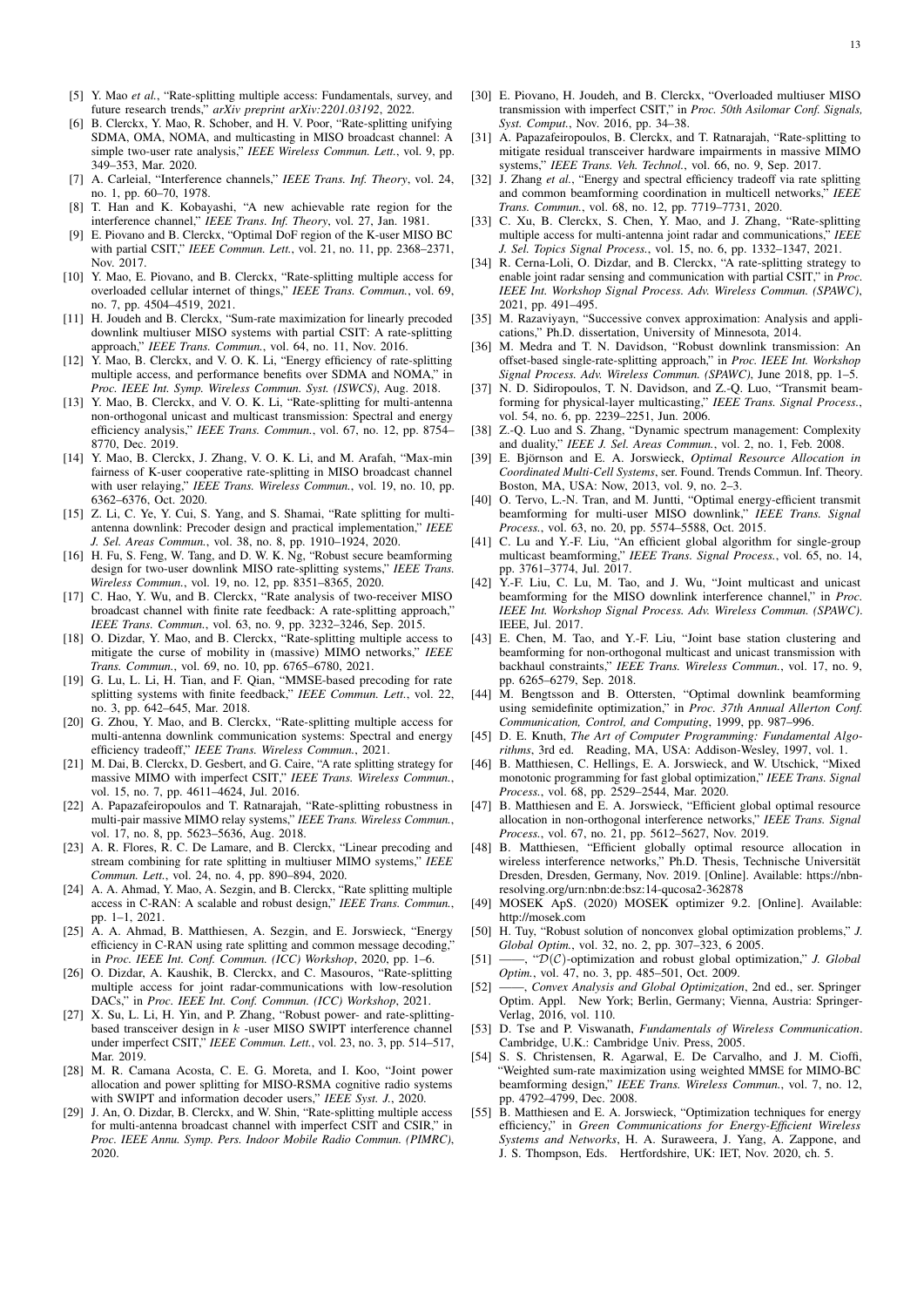[5] Y. Mao *et al.*, "Rate-splitting multiple access: Fundamentals, survey, and future research trends," *arXiv preprint arXiv:2201.03192*, 2022.

[6] B. Clerckx, Y. Mao, R. Schober, and H. V. Poor, "Rate-splitting unifying SDMA, OMA, NOMA, and multicasting in MISO broadcast channel: A simple two-user rate analysis," *IEEE Wireless Commun. Lett.*, vol. 9, pp. 349–353, Mar. 2020.

[7] A. Carleial, "Interference channels," *IEEE Trans. Inf. Theory*, vol. 24, no. 1, pp. 60–70, 1978.

[8] T. Han and K. Kobayashi, "A new achievable rate region for the interference channel," *IEEE Trans. Inf. Theory*, vol. 27, Jan. 1981.

[9] E. Piovano and B. Clerckx, "Optimal DoF region of the K-user MISO BC with partial CSIT," *IEEE Commun. Lett.*, vol. 21, no. 11, pp. 2368–2371, Nov. 2017.

[10] Y. Mao, E. Piovano, and B. Clerckx, "Rate-splitting multiple access for overloaded cellular internet of things," *IEEE Trans. Commun.*, vol. 69, no. 7, pp. 4504–4519, 2021.

[11] H. Joudeh and B. Clerckx, "Sum-rate maximization for linearly precoded downlink multiuser MISO systems with partial CSIT: A rate-splitting approach," *IEEE Trans. Commun.*, vol. 64, no. 11, Nov. 2016.

[12] Y. Mao, B. Clerckx, and V. O. K. Li, "Energy efficiency of rate-splitting multiple access, and performance benefits over SDMA and NOMA," in *Proc. IEEE Int. Symp. Wireless Commun. Syst. (ISWCS)*, Aug. 2018.

[13] Y. Mao, B. Clerckx, and V. O. K. Li, "Rate-splitting for multi-antenna non-orthogonal unicast and multicast transmission: Spectral and energy efficiency analysis," *IEEE Trans. Commun.*, vol. 67, no. 12, pp. 8754–8770, Dec. 2019.

[14] Y. Mao, B. Clerckx, J. Zhang, V. O. K. Li, and M. Arafah, "Max-min fairness of K-user cooperative rate-splitting in MISO broadcast channel with user relaying," *IEEE Trans. Wireless Commun.*, vol. 19, no. 10, pp. 6362–6376, Oct. 2020.

[15] Z. Li, C. Ye, Y. Cui, S. Yang, and S. Shamai, "Rate splitting for multi-antenna downlink: Precoder design and practical implementation," *IEEE J. Sel. Areas Commun.*, vol. 38, no. 8, pp. 1910–1924, 2020.

[16] H. Fu, S. Feng, W. Tang, and D. W. K. Ng, "Robust secure beamforming design for two-user downlink MISO rate-splitting systems," *IEEE Trans. Wireless Commun.*, vol. 19, no. 12, pp. 8351–8365, 2020.

[17] C. Hao, Y. Wu, and B. Clerckx, "Rate analysis of two-receiver MISO broadcast channel with finite rate feedback: A rate-splitting approach," *IEEE Trans. Commun.*, vol. 63, no. 9, pp. 3232–3246, Sep. 2015.

[18] O. Dizdar, Y. Mao, and B. Clerckx, "Rate-splitting multiple access to mitigate the curse of mobility in (massive) MIMO networks," *IEEE Trans. Commun.*, vol. 69, no. 10, pp. 6765–6780, 2021.

[19] G. Lu, L. Li, H. Tian, and F. Qian, "MMSE-based precoding for rate splitting systems with finite feedback," *IEEE Commun. Lett.*, vol. 22, no. 3, pp. 642–645, Mar. 2018.

[20] G. Zhou, Y. Mao, and B. Clerckx, "Rate-splitting multiple access for multi-antenna downlink communication systems: Spectral and energy efficiency tradeoff," *IEEE Trans. Wireless Commun.*, 2021.

[21] M. Dai, B. Clerckx, D. Gesbert, and G. Caire, "A rate splitting strategy for massive MIMO with imperfect CSIT," *IEEE Trans. Wireless Commun.*, vol. 15, no. 7, pp. 4611–4624, Jul. 2016.

[22] A. Papazafeiropoulos and T. Ratnarajah, "Rate-splitting robustness in multi-pair massive MIMO relay systems," *IEEE Trans. Wireless Commun.*, vol. 17, no. 8, pp. 5623–5636, Aug. 2018.

[23] A. R. Flores, R. C. De Lamare, and B. Clerckx, "Linear precoding and stream combining for rate splitting in multiuser MIMO systems," *IEEE Commun. Lett.*, vol. 24, no. 4, pp. 890–894, 2020.

[24] A. A. Ahmad, Y. Mao, A. Sezgin, and B. Clerckx, "Rate splitting multiple access in C-RAN: A scalable and robust design," *IEEE Trans. Commun.*, pp. 1–1, 2021.

[25] A. A. Ahmad, B. Matthiesen, A. Sezgin, and E. Jorswieck, "Energy efficiency in C-RAN using rate splitting and common message decoding," in *Proc. IEEE Int. Conf. Commun. (ICC) Workshop*, 2020, pp. 1–6.

[26] O. Dizdar, A. Kaushik, B. Clerckx, and C. Masouros, "Rate-splitting multiple access for joint radar-communications with low-resolution DACs," in *Proc. IEEE Int. Conf. Commun. (ICC) Workshop*, 2021.

[27] X. Su, L. Li, H. Yin, and P. Zhang, "Robust power- and rate-splitting-based transceiver design in $k$ -user MISO SWIPT interference channel under imperfect CSIT," *IEEE Commun. Lett.*, vol. 23, no. 3, pp. 514–517, Mar. 2019.

[28] M. R. Camana Acosta, C. E. G. Moreta, and I. Koo, "Joint power allocation and power splitting for MISO-RSMA cognitive radio systems with SWIPT and information decoder users," *IEEE Syst. J.*, 2020.

[29] J. An, O. Dizdar, B. Clerckx, and W. Shin, "Rate-splitting multiple access for multi-antenna broadcast channel with imperfect CSIT and CSIR," in *Proc. IEEE Annu. Symp. Pers. Indoor Mobile Radio Commun. (PIMRC)*, 2020.

[30] E. Piovano, H. Joudeh, and B. Clerckx, "Overloaded multiuser MISO transmission with imperfect CSIT," in *Proc. 50th Asilomar Conf. Signals, Syst. Comput.*, Nov. 2016, pp. 34–38.

[31] A. Papazafeiropoulos, B. Clerckx, and T. Ratnarajah, "Rate-splitting to mitigate residual transceiver hardware impairments in massive MIMO systems," *IEEE Trans. Veh. Technol.*, vol. 66, no. 9, Sep. 2017.

[32] J. Zhang *et al.*, "Energy and spectral efficiency tradeoff via rate splitting and common beamforming coordination in multicell networks," *IEEE Trans. Commun.*, vol. 68, no. 12, pp. 7719–7731, 2020.

[33] C. Xu, B. Clerckx, S. Chen, Y. Mao, and J. Zhang, "Rate-splitting multiple access for multi-antenna joint radar and communications," *IEEE J. Sel. Topics Signal Process.*, vol. 15, no. 6, pp. 1332–1347, 2021.

[34] R. Cerna-Loli, O. Dizdar, and B. Clerckx, "A rate-splitting strategy to enable joint radar sensing and communication with partial CSIT," in *Proc. IEEE Int. Workshop Signal Process. Adv. Wireless Commun. (SPAWC)*, 2021, pp. 491–495.

[35] M. Razaviyayn, "Successive convex approximation: Analysis and applications," Ph.D. dissertation, University of Minnesota, 2014.

[36] M. Medra and T. N. Davidson, "Robust downlink transmission: An offset-based single-rate-splitting approach," in *Proc. IEEE Int. Workshop Signal Process. Adv. Wireless Commun. (SPAWC)*, June 2018, pp. 1–5.

[37] N. D. Sidiropoulos, T. N. Davidson, and Z.-Q. Luo, "Transmit beamforming for physical-layer multicasting," *IEEE Trans. Signal Process.*, vol. 54, no. 6, pp. 2239–2251, Jun. 2006.

[38] Z.-Q. Luo and S. Zhang, "Dynamic spectrum management: Complexity and duality," *IEEE J. Sel. Areas Commun.*, vol. 2, no. 1, Feb. 2008.

[39] E. Björnson and E. A. Jorswieck, *Optimal Resource Allocation in Coordinated Multi-Cell Systems*, ser. Found. Trends Commun. Inf. Theory. Boston, MA, USA: Now, 2013, vol. 9, no. 2–3.

[40] O. Tervo, L.-N. Tran, and M. Juntti, "Optimal energy-efficient transmit beamforming for multi-user MISO downlink," *IEEE Trans. Signal Process.*, vol. 63, no. 20, pp. 5574–5588, Oct. 2015.

[41] C. Lu and Y.-F. Liu, "An efficient global algorithm for single-group multicast beamforming," *IEEE Trans. Signal Process.*, vol. 65, no. 14, pp. 3761–3774, Jul. 2017.

[42] Y.-F. Liu, C. Lu, M. Tao, and J. Wu, "Joint multicast and unicast beamforming for the MISO downlink interference channel," in *Proc. IEEE Int. Workshop Signal Process. Adv. Wireless Commun. (SPAWC)*. IEEE, Jul. 2017.

[43] E. Chen, M. Tao, and Y.-F. Liu, "Joint base station clustering and beamforming for non-orthogonal multicast and unicast transmission with backhaul constraints," *IEEE Trans. Wireless Commun.*, vol. 17, no. 9, pp. 6265–6279, Sep. 2018.

[44] M. Bengtsson and B. Ottersten, "Optimal downlink beamforming using semidefinite optimization," in *Proc. 37th Annual Allerton Conf. Communication, Control, and Computing*, 1999, pp. 987–996.

[45] D. E. Knuth, *The Art of Computer Programming: Fundamental Algorithms*, 3rd ed. Reading, MA, USA: Addison-Wesley, 1997, vol. 1.

[46] B. Matthiesen, C. Hellings, E. A. Jorswieck, and W. Utschick, "Mixed monotonic programming for fast global optimization," *IEEE Trans. Signal Process.*, vol. 68, pp. 2529–2544, Mar. 2020.

[47] B. Matthiesen and E. A. Jorswieck, "Efficient global optimal resource allocation in non-orthogonal interference networks," *IEEE Trans. Signal Process.*, vol. 67, no. 21, pp. 5612–5627, Nov. 2019.

[48] B. Matthiesen, "Efficient globally optimal resource allocation in wireless interference networks," Ph.D. Thesis, Technische Universität Dresden, Dresden, Germany, Nov. 2019. [Online]. Available: https://nbn-resolving.org/urn:nbn:de:bsz:14-qucosa2-362878

[49] MOSEK ApS. (2020) MOSEK optimizer 9.2. [Online]. Available: http://mosek.com

[50] H. Tuy, "Robust solution of nonconvex global optimization problems," *J. Global Optim.*, vol. 32, no. 2, pp. 307–323, 6 2005.

[51] ——, "$\mathcal{D}(\mathcal{C})$-optimization and robust global optimization," *J. Global Optim.*, vol. 47, no. 3, pp. 485–501, Oct. 2009.

[52] ——, *Convex Analysis and Global Optimization*, 2nd ed., ser. Springer Optim. Appl. New York; Berlin, Germany; Vienna, Austria: Springer-Verlag, 2016, vol. 110.

[53] D. Tse and P. Viswanath, *Fundamentals of Wireless Communication*. Cambridge, U.K.: Cambridge Univ. Press, 2005.

[54] S. S. Christensen, R. Agarwal, E. De Carvalho, and J. M. Cioffi, "Weighted sum-rate maximization using weighted MMSE for MIMO-BC beamforming design," *IEEE Trans. Wireless Commun.*, vol. 7, no. 12, pp. 4792–4799, Dec. 2008.

[55] B. Matthiesen and E. A. Jorswieck, "Optimization techniques for energy efficiency," in *Green Communications for Energy-Efficient Wireless Systems and Networks*, H. A. Suraweera, J. Yang, A. Zappone, and J. S. Thompson, Eds. Hertfordshire, UK: IET, Nov. 2020, ch. 5.